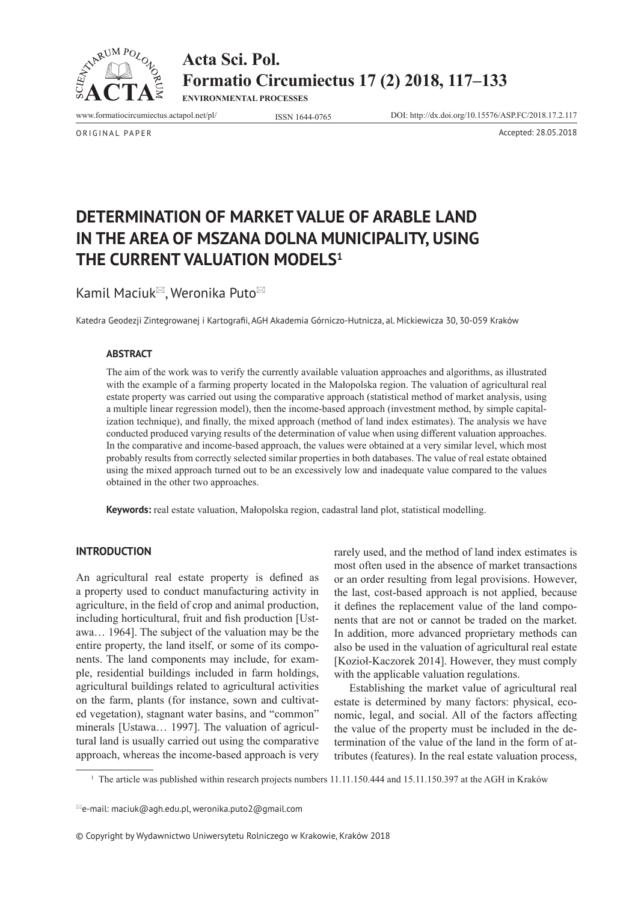ORIGINAL PAPER

Accepted: 28.05.2018

# DETERMINATION OF MARKET VALUE OF ARABLE LAND IN THE AREA OF MSZANA DOLNA MUNICIPALITY, USING THE CURRENT VALUATION MODELS[1]

Kamil Maciuk✉, Weronika Puto✉

Katedra Geodezji Zintegrowanej i Kartografii, AGH Akademia Górniczo-Hutnicza, al. Mickiewicza 30, 30-059 Kraków

### ABSTRACT

The aim of the work was to verify the currently available valuation approaches and algorithms, as illustrated with the example of a farming property located in the Małopolska region. The valuation of agricultural real estate property was carried out using the comparative approach (statistical method of market analysis, using a multiple linear regression model), then the income-based approach (investment method, by simple capitalization technique), and finally, the mixed approach (method of land index estimates). The analysis we have conducted produced varying results of the determination of value when using different valuation approaches. In the comparative and income-based approach, the values were obtained at a very similar level, which most probably results from correctly selected similar properties in both databases. The value of real estate obtained using the mixed approach turned out to be an excessively low and inadequate value compared to the values obtained in the other two approaches.

**Keywords:** real estate valuation, Małopolska region, cadastral land plot, statistical modelling.

## INTRODUCTION

An agricultural real estate property is defined as a property used to conduct manufacturing activity in agriculture, in the field of crop and animal production, including horticultural, fruit and fish production [Ustawa… 1964]. The subject of the valuation may be the entire property, the land itself, or some of its components. The land components may include, for example, residential buildings included in farm holdings, agricultural buildings related to agricultural activities on the farm, plants (for instance, sown and cultivated vegetation), stagnant water basins, and "common" minerals [Ustawa… 1997]. The valuation of agricultural land is usually carried out using the comparative approach, whereas the income-based approach is very rarely used, and the method of land index estimates is most often used in the absence of market transactions or an order resulting from legal provisions. However, the last, cost-based approach is not applied, because it defines the replacement value of the land components that are not or cannot be traded on the market. In addition, more advanced proprietary methods can also be used in the valuation of agricultural real estate [Kozioł-Kaczorek 2014]. However, they must comply with the applicable valuation regulations.

Establishing the market value of agricultural real estate is determined by many factors: physical, economic, legal, and social. All of the factors affecting the value of the property must be included in the determination of the value of the land in the form of attributes (features). In the real estate valuation process,

[1] The article was published within research projects numbers 11.11.150.444 and 15.11.150.397 at the AGH in Kraków

✉e-mail: maciuk@agh.edu.pl, weronika.puto2@gmail.com

© Copyright by Wydawnictwo Uniwersytetu Rolniczego w Krakowie, Kraków 2018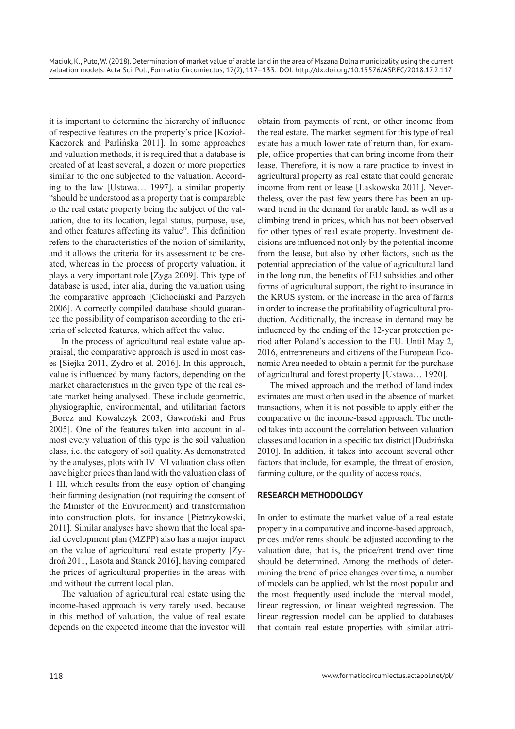it is important to determine the hierarchy of influence of respective features on the property's price [Kozioł-Kaczorek and Parlińska 2011]. In some approaches and valuation methods, it is required that a database is created of at least several, a dozen or more properties similar to the one subjected to the valuation. According to the law [Ustawa… 1997], a similar property "should be understood as a property that is comparable to the real estate property being the subject of the valuation, due to its location, legal status, purpose, use, and other features affecting its value". This definition refers to the characteristics of the notion of similarity, and it allows the criteria for its assessment to be created, whereas in the process of property valuation, it plays a very important role [Zyga 2009]. This type of database is used, inter alia, during the valuation using the comparative approach [Cichociński and Parzych 2006]. A correctly compiled database should guarantee the possibility of comparison according to the criteria of selected features, which affect the value.

In the process of agricultural real estate value appraisal, the comparative approach is used in most cases [Siejka 2011, Zydro et al. 2016]. In this approach, value is influenced by many factors, depending on the market characteristics in the given type of the real estate market being analysed. These include geometric, physiographic, environmental, and utilitarian factors [Borcz and Kowalczyk 2003, Gawroński and Prus 2005]. One of the features taken into account in almost every valuation of this type is the soil valuation class, i.e. the category of soil quality. As demonstrated by the analyses, plots with IV–VI valuation class often have higher prices than land with the valuation class of I–III, which results from the easy option of changing their farming designation (not requiring the consent of the Minister of the Environment) and transformation into construction plots, for instance [Pietrzykowski, 2011]. Similar analyses have shown that the local spatial development plan (MZPP) also has a major impact on the value of agricultural real estate property [Zydroń 2011, Lasota and Stanek 2016], having compared the prices of agricultural properties in the areas with and without the current local plan.

The valuation of agricultural real estate using the income-based approach is very rarely used, because in this method of valuation, the value of real estate depends on the expected income that the investor will obtain from payments of rent, or other income from the real estate. The market segment for this type of real estate has a much lower rate of return than, for example, office properties that can bring income from their lease. Therefore, it is now a rare practice to invest in agricultural property as real estate that could generate income from rent or lease [Laskowska 2011]. Nevertheless, over the past few years there has been an upward trend in the demand for arable land, as well as a climbing trend in prices, which has not been observed for other types of real estate property. Investment decisions are influenced not only by the potential income from the lease, but also by other factors, such as the potential appreciation of the value of agricultural land in the long run, the benefits of EU subsidies and other forms of agricultural support, the right to insurance in the KRUS system, or the increase in the area of farms in order to increase the profitability of agricultural production. Additionally, the increase in demand may be influenced by the ending of the 12-year protection period after Poland's accession to the EU. Until May 2, 2016, entrepreneurs and citizens of the European Economic Area needed to obtain a permit for the purchase of agricultural and forest property [Ustawa… 1920].

The mixed approach and the method of land index estimates are most often used in the absence of market transactions, when it is not possible to apply either the comparative or the income-based approach. The method takes into account the correlation between valuation classes and location in a specific tax district [Dudzińska 2010]. In addition, it takes into account several other factors that include, for example, the threat of erosion, farming culture, or the quality of access roads.

## RESEARCH METHODOLOGY

In order to estimate the market value of a real estate property in a comparative and income-based approach, prices and/or rents should be adjusted according to the valuation date, that is, the price/rent trend over time should be determined. Among the methods of determining the trend of price changes over time, a number of models can be applied, whilst the most popular and the most frequently used include the interval model, linear regression, or linear weighted regression. The linear regression model can be applied to databases that contain real estate properties with similar attri-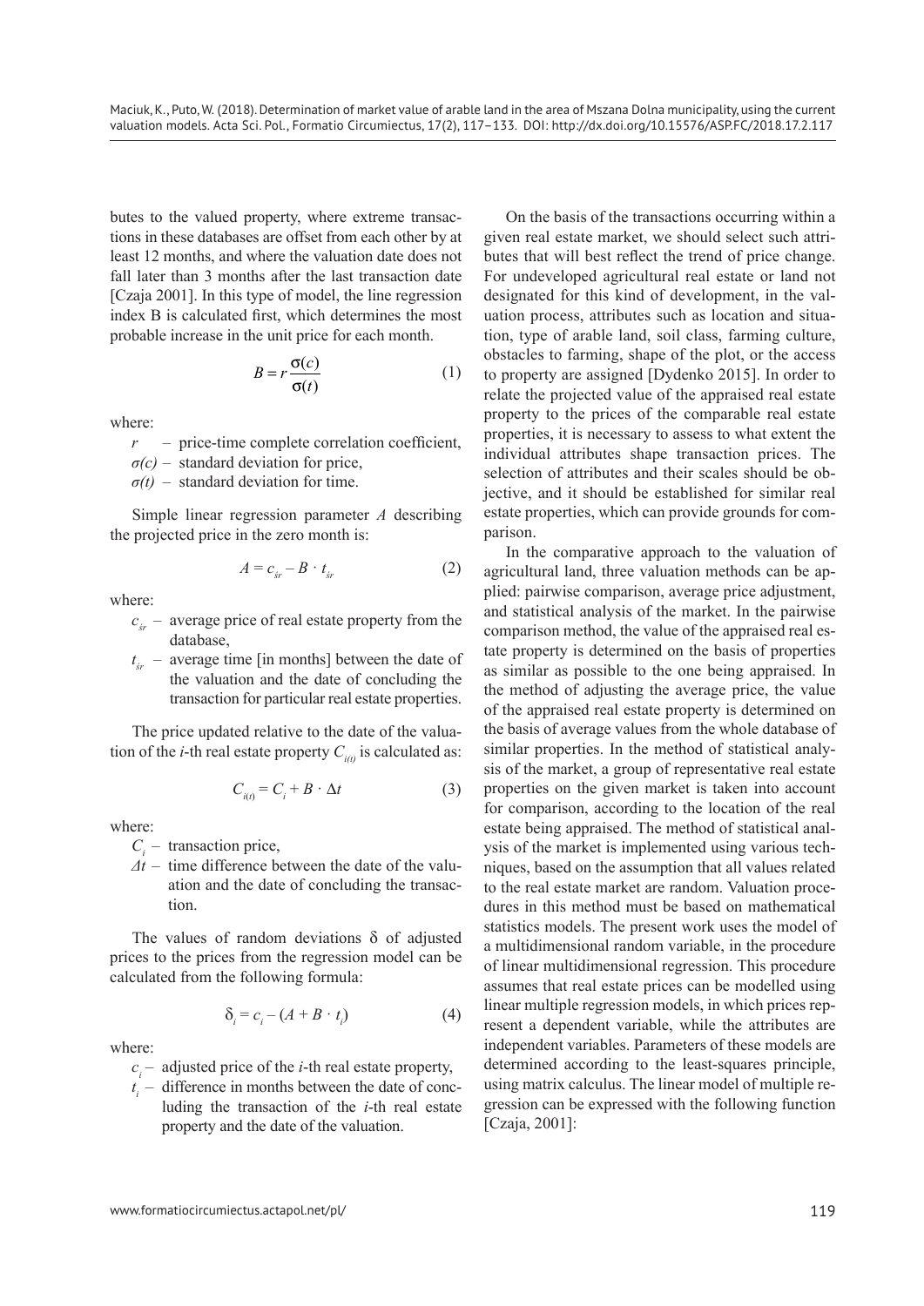butes to the valued property, where extreme transactions in these databases are offset from each other by at least 12 months, and where the valuation date does not fall later than 3 months after the last transaction date [Czaja 2001]. In this type of model, the line regression index B is calculated first, which determines the most probable increase in the unit price for each month.

$$B = r\frac{\sigma(c)}{\sigma(t)} \tag{1}$$

where:

- $r$ – price-time complete correlation coefficient,
- $\sigma(c)$ – standard deviation for price,
- $\sigma(t)$ – standard deviation for time.

Simple linear regression parameter $A$ describing the projected price in the zero month is:

$$A = c_{śr} - B \cdot t_{śr} \tag{2}$$

where:

- $c_{śr}$ – average price of real estate property from the database,
- $t_{śr}$ – average time [in months] between the date of the valuation and the date of concluding the transaction for particular real estate properties.

The price updated relative to the date of the valuation of the *i*-th real estate property $C_{i(t)}$ is calculated as:

$$C_{i(t)} = C_i + B \cdot \Delta t \tag{3}$$

where:

- $C_i$ – transaction price,
- $\Delta t$ – time difference between the date of the valuation and the date of concluding the transaction.

The values of random deviations δ of adjusted prices to the prices from the regression model can be calculated from the following formula:

$$\delta_i = c_i - (A + B \cdot t_i) \tag{4}$$

where:

- $c_i$ – adjusted price of the *i*-th real estate property,
- $t_i$ – difference in months between the date of concluding the transaction of the *i*-th real estate property and the date of the valuation.

On the basis of the transactions occurring within a given real estate market, we should select such attributes that will best reflect the trend of price change. For undeveloped agricultural real estate or land not designated for this kind of development, in the valuation process, attributes such as location and situation, type of arable land, soil class, farming culture, obstacles to farming, shape of the plot, or the access to property are assigned [Dydenko 2015]. In order to relate the projected value of the appraised real estate property to the prices of the comparable real estate properties, it is necessary to assess to what extent the individual attributes shape transaction prices. The selection of attributes and their scales should be objective, and it should be established for similar real estate properties, which can provide grounds for comparison.

In the comparative approach to the valuation of agricultural land, three valuation methods can be applied: pairwise comparison, average price adjustment, and statistical analysis of the market. In the pairwise comparison method, the value of the appraised real estate property is determined on the basis of properties as similar as possible to the one being appraised. In the method of adjusting the average price, the value of the appraised real estate property is determined on the basis of average values from the whole database of similar properties. In the method of statistical analysis of the market, a group of representative real estate properties on the given market is taken into account for comparison, according to the location of the real estate being appraised. The method of statistical analysis of the market is implemented using various techniques, based on the assumption that all values related to the real estate market are random. Valuation procedures in this method must be based on mathematical statistics models. The present work uses the model of a multidimensional random variable, in the procedure of linear multidimensional regression. This procedure assumes that real estate prices can be modelled using linear multiple regression models, in which prices represent a dependent variable, while the attributes are independent variables. Parameters of these models are determined according to the least-squares principle, using matrix calculus. The linear model of multiple regression can be expressed with the following function [Czaja, 2001]: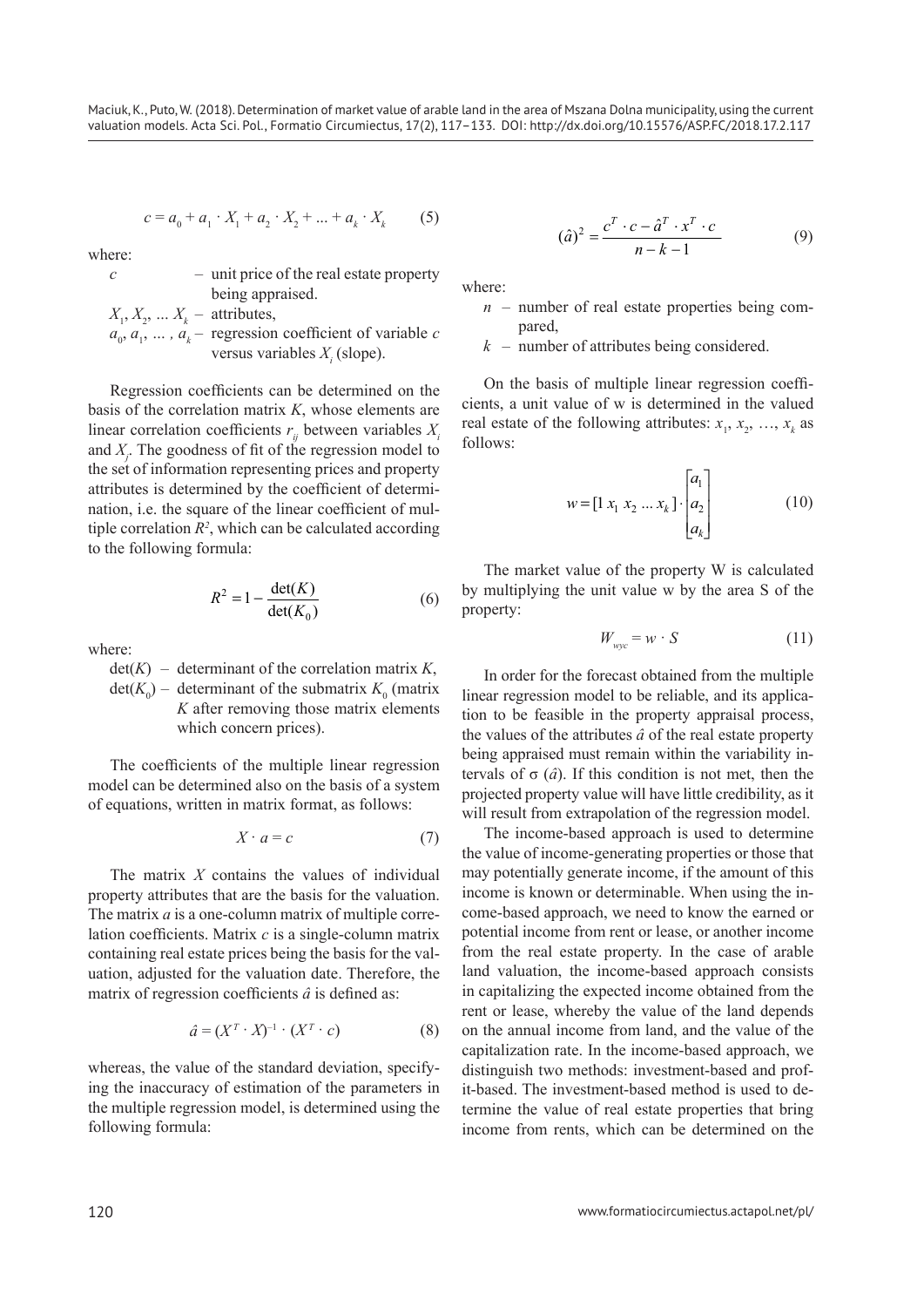$$c = a_0 + a_1 \cdot X_1 + a_2 \cdot X_2 + ... + a_k \cdot X_k \qquad (5)$$

where:

- $c$ – unit price of the real estate property being appraised.
- $X_1, X_2, ... X_k$ – attributes,
- $a_0, a_1, ... , a_k$ – regression coefficient of variable $c$ versus variables $X_i$ (slope).

Regression coefficients can be determined on the basis of the correlation matrix $K$, whose elements are linear correlation coefficients $r_{ij}$ between variables $X_i$ and $X_j$. The goodness of fit of the regression model to the set of information representing prices and property attributes is determined by the coefficient of determination, i.e. the square of the linear coefficient of multiple correlation $R^2$, which can be calculated according to the following formula:

$$R^2 = 1 - \frac{\det(K)}{\det(K_0)} \qquad (6)$$

where:

- $\det(K)$ – determinant of the correlation matrix $K$,
- $\det(K_0)$ – determinant of the submatrix $K_0$ (matrix $K$ after removing those matrix elements which concern prices).

The coefficients of the multiple linear regression model can be determined also on the basis of a system of equations, written in matrix format, as follows:

$$X \cdot a = c \qquad (7)$$

The matrix $X$ contains the values of individual property attributes that are the basis for the valuation. The matrix $a$ is a one-column matrix of multiple correlation coefficients. Matrix $c$ is a single-column matrix containing real estate prices being the basis for the valuation, adjusted for the valuation date. Therefore, the matrix of regression coefficients $\hat{a}$ is defined as:

$$\hat{a} = (X^T \cdot X)^{-1} \cdot (X^T \cdot c) \qquad (8)$$

whereas, the value of the standard deviation, specifying the inaccuracy of estimation of the parameters in the multiple regression model, is determined using the following formula:

$$(\hat{a})^2 = \frac{c^T \cdot c - \hat{a}^T \cdot x^T \cdot c}{n - k - 1} \qquad (9)$$

where:

- $n$ – number of real estate properties being compared,
- $k$ – number of attributes being considered.

On the basis of multiple linear regression coefficients, a unit value of w is determined in the valued real estate of the following attributes: $x_1, x_2, …, x_k$ as follows:

$$w = [1 \; x_1 \; x_2 \; ... \; x_k] \cdot \begin{bmatrix} a_1 \\ a_2 \\ a_k \end{bmatrix} \qquad (10)$$

The market value of the property W is calculated by multiplying the unit value w by the area S of the property:

$$W_{wyc} = w \cdot S \qquad (11)$$

In order for the forecast obtained from the multiple linear regression model to be reliable, and its application to be feasible in the property appraisal process, the values of the attributes $\hat{a}$ of the real estate property being appraised must remain within the variability intervals of $\sigma$ ($\hat{a}$). If this condition is not met, then the projected property value will have little credibility, as it will result from extrapolation of the regression model.

The income-based approach is used to determine the value of income-generating properties or those that may potentially generate income, if the amount of this income is known or determinable. When using the income-based approach, we need to know the earned or potential income from rent or lease, or another income from the real estate property. In the case of arable land valuation, the income-based approach consists in capitalizing the expected income obtained from the rent or lease, whereby the value of the land depends on the annual income from land, and the value of the capitalization rate. In the income-based approach, we distinguish two methods: investment-based and profit-based. The investment-based method is used to determine the value of real estate properties that bring income from rents, which can be determined on the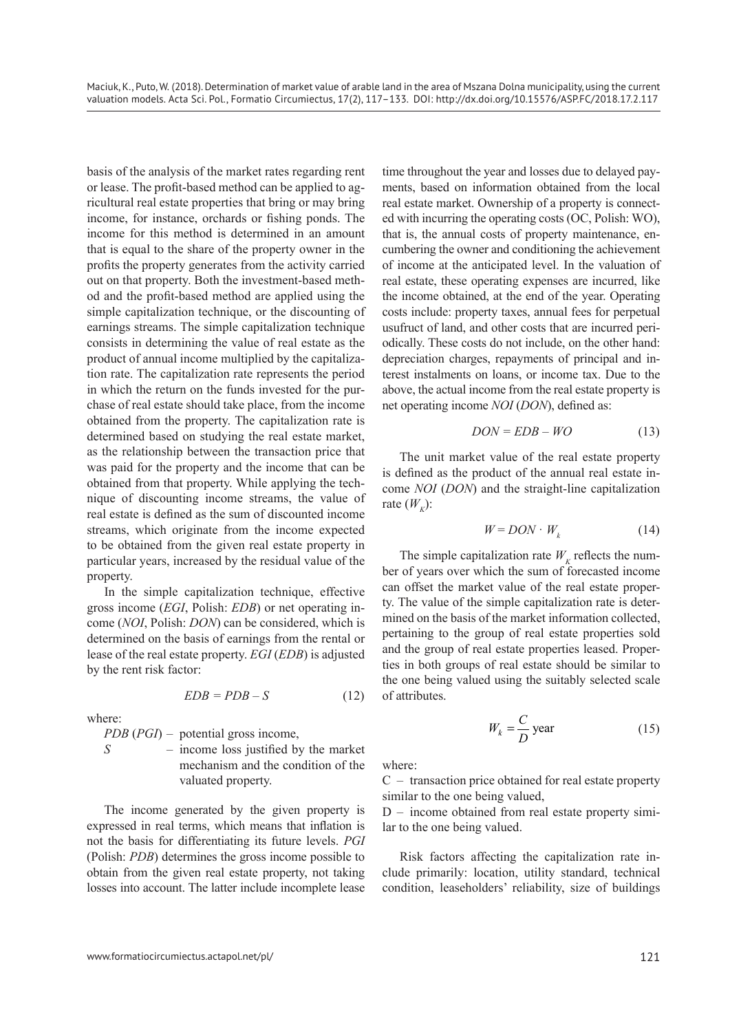basis of the analysis of the market rates regarding rent or lease. The profit-based method can be applied to agricultural real estate properties that bring or may bring income, for instance, orchards or fishing ponds. The income for this method is determined in an amount that is equal to the share of the property owner in the profits the property generates from the activity carried out on that property. Both the investment-based method and the profit-based method are applied using the simple capitalization technique, or the discounting of earnings streams. The simple capitalization technique consists in determining the value of real estate as the product of annual income multiplied by the capitalization rate. The capitalization rate represents the period in which the return on the funds invested for the purchase of real estate should take place, from the income obtained from the property. The capitalization rate is determined based on studying the real estate market, as the relationship between the transaction price that was paid for the property and the income that can be obtained from that property. While applying the technique of discounting income streams, the value of real estate is defined as the sum of discounted income streams, which originate from the income expected to be obtained from the given real estate property in particular years, increased by the residual value of the property.

In the simple capitalization technique, effective gross income (*EGI*, Polish: *EDB*) or net operating income (*NOI*, Polish: *DON*) can be considered, which is determined on the basis of earnings from the rental or lease of the real estate property. *EGI* (*EDB*) is adjusted by the rent risk factor:

$$EDB = PDB - S \tag{12}$$

where:

*PDB* (*PGI*) – potential gross income,

*S* – income loss justified by the market mechanism and the condition of the valuated property.

The income generated by the given property is expressed in real terms, which means that inflation is not the basis for differentiating its future levels. *PGI* (Polish: *PDB*) determines the gross income possible to obtain from the given real estate property, not taking losses into account. The latter include incomplete lease time throughout the year and losses due to delayed payments, based on information obtained from the local real estate market. Ownership of a property is connected with incurring the operating costs (OC, Polish: WO), that is, the annual costs of property maintenance, encumbering the owner and conditioning the achievement of income at the anticipated level. In the valuation of real estate, these operating expenses are incurred, like the income obtained, at the end of the year. Operating costs include: property taxes, annual fees for perpetual usufruct of land, and other costs that are incurred periodically. These costs do not include, on the other hand: depreciation charges, repayments of principal and interest instalments on loans, or income tax. Due to the above, the actual income from the real estate property is net operating income *NOI* (*DON*), defined as:

$$DON = EDB - WO \tag{13}$$

The unit market value of the real estate property is defined as the product of the annual real estate income *NOI* (*DON*) and the straight-line capitalization rate ($W_K$):

$$W = DON \cdot W_k \tag{14}$$

The simple capitalization rate $W_K$ reflects the number of years over which the sum of forecasted income can offset the market value of the real estate property. The value of the simple capitalization rate is determined on the basis of the market information collected, pertaining to the group of real estate properties sold and the group of real estate properties leased. Properties in both groups of real estate should be similar to the one being valued using the suitably selected scale of attributes.

$$W_k = \frac{C}{D}\text{ year} \tag{15}$$

where:

C – transaction price obtained for real estate property similar to the one being valued,

D – income obtained from real estate property similar to the one being valued.

Risk factors affecting the capitalization rate include primarily: location, utility standard, technical condition, leaseholders' reliability, size of buildings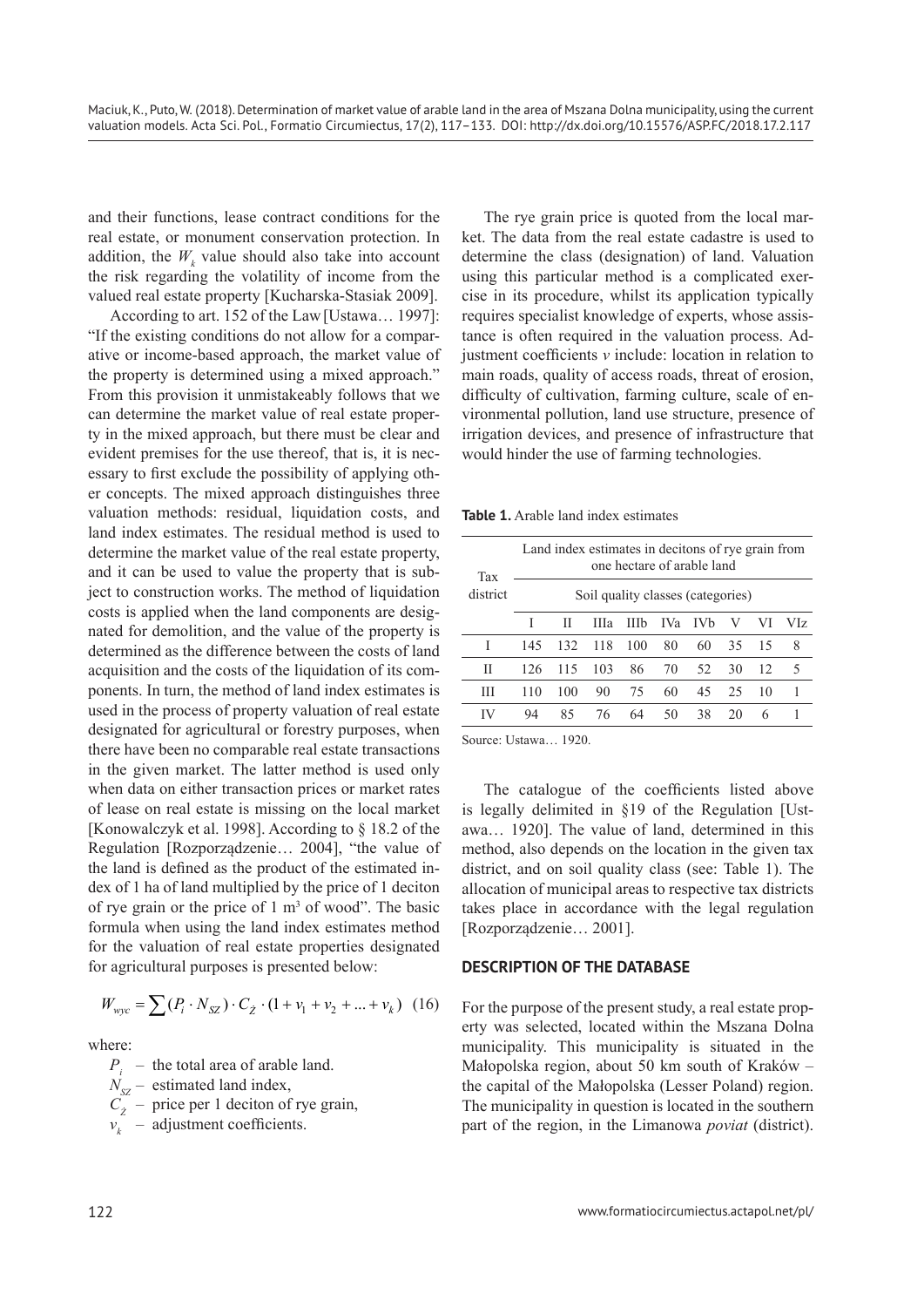and their functions, lease contract conditions for the real estate, or monument conservation protection. In addition, the $W_k$ value should also take into account the risk regarding the volatility of income from the valued real estate property [Kucharska-Stasiak 2009].

According to art. 152 of the Law [Ustawa… 1997]: "If the existing conditions do not allow for a comparative or income-based approach, the market value of the property is determined using a mixed approach." From this provision it unmistakeably follows that we can determine the market value of real estate property in the mixed approach, but there must be clear and evident premises for the use thereof, that is, it is necessary to first exclude the possibility of applying other concepts. The mixed approach distinguishes three valuation methods: residual, liquidation costs, and land index estimates. The residual method is used to determine the market value of the real estate property, and it can be used to value the property that is subject to construction works. The method of liquidation costs is applied when the land components are designated for demolition, and the value of the property is determined as the difference between the costs of land acquisition and the costs of the liquidation of its components. In turn, the method of land index estimates is used in the process of property valuation of real estate designated for agricultural or forestry purposes, when there have been no comparable real estate transactions in the given market. The latter method is used only when data on either transaction prices or market rates of lease on real estate is missing on the local market [Konowalczyk et al. 1998]. According to § 18.2 of the Regulation [Rozporządzenie… 2004], "the value of the land is defined as the product of the estimated index of 1 ha of land multiplied by the price of 1 deciton of rye grain or the price of 1 m$^3$ of wood". The basic formula when using the land index estimates method for the valuation of real estate properties designated for agricultural purposes is presented below:

$$W_{wyc} = \sum (P_i \cdot N_{SZ}) \cdot C_{\dot{Z}} \cdot (1 + v_1 + v_2 + ... + v_k) \quad (16)$$

where:

- $P_i$ – the total area of arable land.
- $N_{SZ}$ – estimated land index,
- $C_{\dot{Z}}$ – price per 1 deciton of rye grain,
- $v_k$ – adjustment coefficients.

The rye grain price is quoted from the local market. The data from the real estate cadastre is used to determine the class (designation) of land. Valuation using this particular method is a complicated exercise in its procedure, whilst its application typically requires specialist knowledge of experts, whose assistance is often required in the valuation process. Adjustment coefficients *v* include: location in relation to main roads, quality of access roads, threat of erosion, difficulty of cultivation, farming culture, scale of environmental pollution, land use structure, presence of irrigation devices, and presence of infrastructure that would hinder the use of farming technologies.

**Table 1.** Arable land index estimates

| Tax district | Land index estimates in decitons of rye grain from one hectare of arable land | | | | | | | | |
|---|---|---|---|---|---|---|---|---|---|
| | Soil quality classes (categories) | | | | | | | | |
| | I | II | IIIa | IIIb | IVa | IVb | V | VI | VIz |
| I | 145 | 132 | 118 | 100 | 80 | 60 | 35 | 15 | 8 |
| II | 126 | 115 | 103 | 86 | 70 | 52 | 30 | 12 | 5 |
| III | 110 | 100 | 90 | 75 | 60 | 45 | 25 | 10 | 1 |
| IV | 94 | 85 | 76 | 64 | 50 | 38 | 20 | 6 | 1 |

Source: Ustawa… 1920.

The catalogue of the coefficients listed above is legally delimited in §19 of the Regulation [Ustawa… 1920]. The value of land, determined in this method, also depends on the location in the given tax district, and on soil quality class (see: Table 1). The allocation of municipal areas to respective tax districts takes place in accordance with the legal regulation [Rozporządzenie… 2001].

## DESCRIPTION OF THE DATABASE

For the purpose of the present study, a real estate property was selected, located within the Mszana Dolna municipality. This municipality is situated in the Małopolska region, about 50 km south of Kraków – the capital of the Małopolska (Lesser Poland) region. The municipality in question is located in the southern part of the region, in the Limanowa *poviat* (district).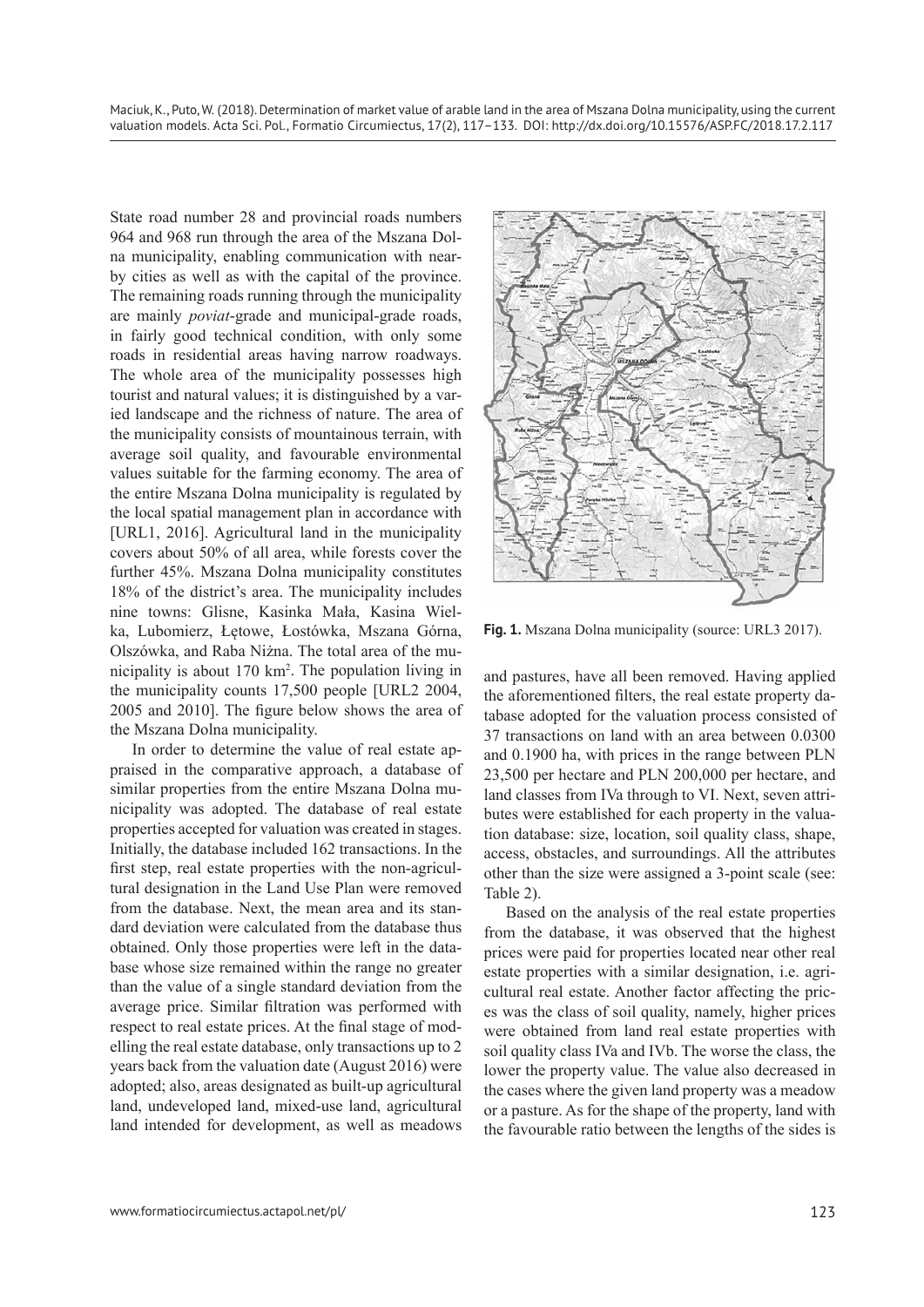State road number 28 and provincial roads numbers 964 and 968 run through the area of the Mszana Dolna municipality, enabling communication with nearby cities as well as with the capital of the province. The remaining roads running through the municipality are mainly *poviat*-grade and municipal-grade roads, in fairly good technical condition, with only some roads in residential areas having narrow roadways. The whole area of the municipality possesses high tourist and natural values; it is distinguished by a varied landscape and the richness of nature. The area of the municipality consists of mountainous terrain, with average soil quality, and favourable environmental values suitable for the farming economy. The area of the entire Mszana Dolna municipality is regulated by the local spatial management plan in accordance with [URL1, 2016]. Agricultural land in the municipality covers about 50% of all area, while forests cover the further 45%. Mszana Dolna municipality constitutes 18% of the district's area. The municipality includes nine towns: Glisne, Kasinka Mała, Kasina Wielka, Lubomierz, Łętowe, Łostówka, Mszana Górna, Olszówka, and Raba Niżna. The total area of the municipality is about 170 km$^2$. The population living in the municipality counts 17,500 people [URL2 2004, 2005 and 2010]. The figure below shows the area of the Mszana Dolna municipality.

**Fig. 1.** Mszana Dolna municipality (source: URL3 2017).

In order to determine the value of real estate appraised in the comparative approach, a database of similar properties from the entire Mszana Dolna municipality was adopted. The database of real estate properties accepted for valuation was created in stages. Initially, the database included 162 transactions. In the first step, real estate properties with the non-agricultural designation in the Land Use Plan were removed from the database. Next, the mean area and its standard deviation were calculated from the database thus obtained. Only those properties were left in the database whose size remained within the range no greater than the value of a single standard deviation from the average price. Similar filtration was performed with respect to real estate prices. At the final stage of modelling the real estate database, only transactions up to 2 years back from the valuation date (August 2016) were adopted; also, areas designated as built-up agricultural land, undeveloped land, mixed-use land, agricultural land intended for development, as well as meadows and pastures, have all been removed. Having applied the aforementioned filters, the real estate property database adopted for the valuation process consisted of 37 transactions on land with an area between 0.0300 and 0.1900 ha, with prices in the range between PLN 23,500 per hectare and PLN 200,000 per hectare, and land classes from IVa through to VI. Next, seven attributes were established for each property in the valuation database: size, location, soil quality class, shape, access, obstacles, and surroundings. All the attributes other than the size were assigned a 3-point scale (see: Table 2).

Based on the analysis of the real estate properties from the database, it was observed that the highest prices were paid for properties located near other real estate properties with a similar designation, i.e. agricultural real estate. Another factor affecting the prices was the class of soil quality, namely, higher prices were obtained from land real estate properties with soil quality class IVa and IVb. The worse the class, the lower the property value. The value also decreased in the cases where the given land property was a meadow or a pasture. As for the shape of the property, land with the favourable ratio between the lengths of the sides is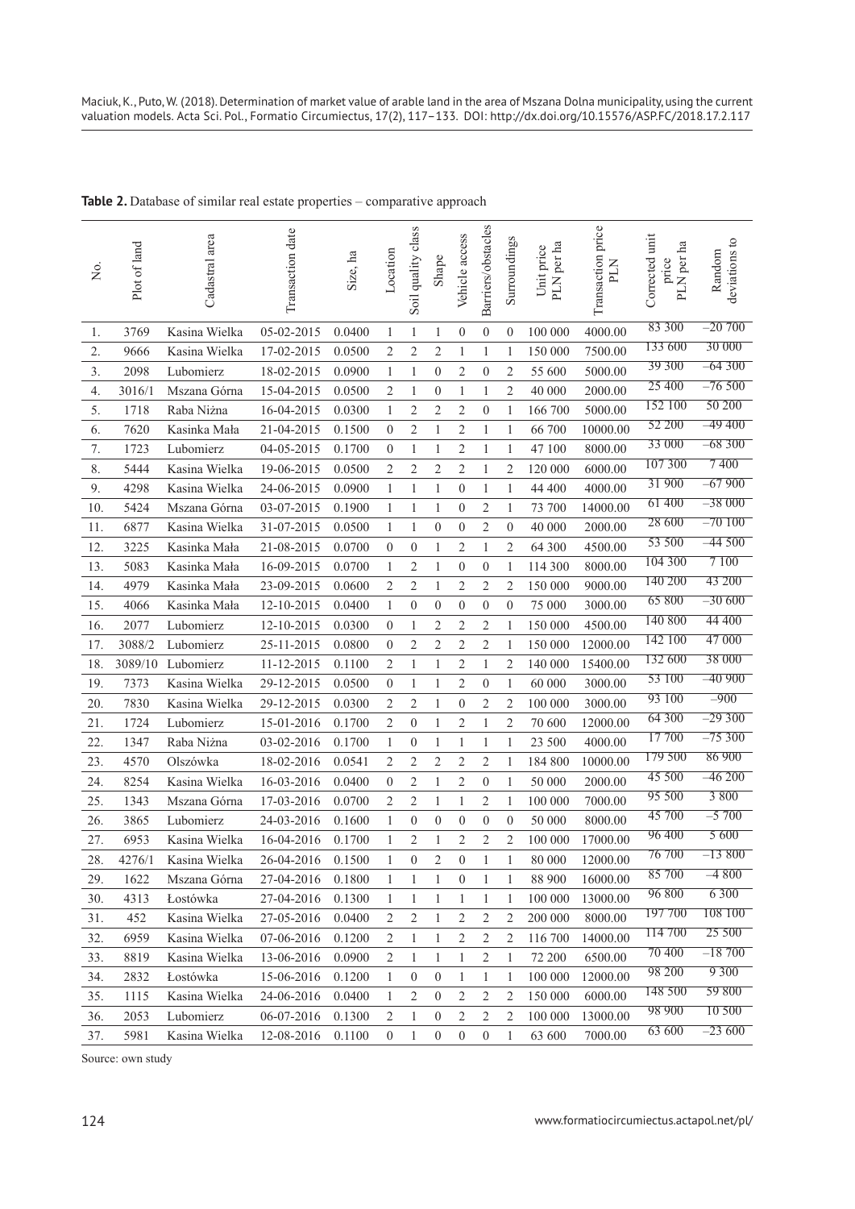**Table 2.** Database of similar real estate properties – comparative approach

| No. | Plot of land | Cadastral area | Transaction date | Size, ha | Location | Soil quality class | Shape | Vehicle access | Barriers/obstacles | Surroundings | Unit price PLN per ha | Transaction price PLN | Corrected unit price PLN per ha | Random deviations to |
|---|---|---|---|---|---|---|---|---|---|---|---|---|---|---|
| 1. | 3769 | Kasina Wielka | 05-02-2015 | 0.0400 | 1 | 1 | 1 | 0 | 0 | 0 | 100 000 | 4000.00 | 83 300 | –20 700 |
| 2. | 9666 | Kasina Wielka | 17-02-2015 | 0.0500 | 2 | 2 | 2 | 1 | 1 | 1 | 150 000 | 7500.00 | 133 600 | 30 000 |
| 3. | 2098 | Lubomierz | 18-02-2015 | 0.0900 | 1 | 1 | 0 | 2 | 0 | 2 | 55 600 | 5000.00 | 39 300 | –64 300 |
| 4. | 3016/1 | Mszana Górna | 15-04-2015 | 0.0500 | 2 | 1 | 0 | 1 | 1 | 2 | 40 000 | 2000.00 | 25 400 | –76 500 |
| 5. | 1718 | Raba Niżna | 16-04-2015 | 0.0300 | 1 | 2 | 2 | 2 | 0 | 1 | 166 700 | 5000.00 | 152 100 | 50 200 |
| 6. | 7620 | Kasinka Mała | 21-04-2015 | 0.1500 | 0 | 2 | 1 | 2 | 1 | 1 | 66 700 | 10000.00 | 52 200 | –49 400 |
| 7. | 1723 | Lubomierz | 04-05-2015 | 0.1700 | 0 | 1 | 1 | 2 | 1 | 1 | 47 100 | 8000.00 | 33 000 | –68 300 |
| 8. | 5444 | Kasina Wielka | 19-06-2015 | 0.0500 | 2 | 2 | 2 | 2 | 1 | 2 | 120 000 | 6000.00 | 107 300 | 7 400 |
| 9. | 4298 | Kasina Wielka | 24-06-2015 | 0.0900 | 1 | 1 | 1 | 0 | 1 | 1 | 44 400 | 4000.00 | 31 900 | –67 900 |
| 10. | 5424 | Mszana Górna | 03-07-2015 | 0.1900 | 1 | 1 | 1 | 0 | 2 | 1 | 73 700 | 14000.00 | 61 400 | –38 000 |
| 11. | 6877 | Kasina Wielka | 31-07-2015 | 0.0500 | 1 | 1 | 0 | 0 | 2 | 0 | 40 000 | 2000.00 | 28 600 | –70 100 |
| 12. | 3225 | Kasinka Mała | 21-08-2015 | 0.0700 | 0 | 0 | 1 | 2 | 1 | 2 | 64 300 | 4500.00 | 53 500 | –44 500 |
| 13. | 5083 | Kasinka Mała | 16-09-2015 | 0.0700 | 1 | 2 | 1 | 0 | 0 | 1 | 114 300 | 8000.00 | 104 300 | 7 100 |
| 14. | 4979 | Kasinka Mała | 23-09-2015 | 0.0600 | 2 | 2 | 1 | 2 | 2 | 2 | 150 000 | 9000.00 | 140 200 | 43 200 |
| 15. | 4066 | Kasinka Mała | 12-10-2015 | 0.0400 | 1 | 0 | 0 | 0 | 0 | 0 | 75 000 | 3000.00 | 65 800 | –30 600 |
| 16. | 2077 | Lubomierz | 12-10-2015 | 0.0300 | 0 | 1 | 2 | 2 | 2 | 1 | 150 000 | 4500.00 | 140 800 | 44 400 |
| 17. | 3088/2 | Lubomierz | 25-11-2015 | 0.0800 | 0 | 2 | 2 | 2 | 2 | 1 | 150 000 | 12000.00 | 142 100 | 47 000 |
| 18. | 3089/10 | Lubomierz | 11-12-2015 | 0.1100 | 2 | 1 | 1 | 2 | 1 | 2 | 140 000 | 15400.00 | 132 600 | 38 000 |
| 19. | 7373 | Kasina Wielka | 29-12-2015 | 0.0500 | 0 | 1 | 1 | 2 | 0 | 1 | 60 000 | 3000.00 | 53 100 | –40 900 |
| 20. | 7830 | Kasina Wielka | 29-12-2015 | 0.0300 | 2 | 2 | 1 | 0 | 2 | 2 | 100 000 | 3000.00 | 93 100 | –900 |
| 21. | 1724 | Lubomierz | 15-01-2016 | 0.1700 | 2 | 0 | 1 | 2 | 1 | 2 | 70 600 | 12000.00 | 64 300 | –29 300 |
| 22. | 1347 | Raba Niżna | 03-02-2016 | 0.1700 | 1 | 0 | 1 | 1 | 1 | 1 | 23 500 | 4000.00 | 17 700 | –75 300 |
| 23. | 4570 | Olszówka | 18-02-2016 | 0.0541 | 2 | 2 | 2 | 2 | 2 | 1 | 184 800 | 10000.00 | 179 500 | 86 900 |
| 24. | 8254 | Kasina Wielka | 16-03-2016 | 0.0400 | 0 | 2 | 1 | 2 | 0 | 1 | 50 000 | 2000.00 | 45 500 | –46 200 |
| 25. | 1343 | Mszana Górna | 17-03-2016 | 0.0700 | 2 | 2 | 1 | 1 | 2 | 1 | 100 000 | 7000.00 | 95 500 | 3 800 |
| 26. | 3865 | Lubomierz | 24-03-2016 | 0.1600 | 1 | 0 | 0 | 0 | 0 | 0 | 50 000 | 8000.00 | 45 700 | –5 700 |
| 27. | 6953 | Kasina Wielka | 16-04-2016 | 0.1700 | 1 | 2 | 1 | 2 | 2 | 2 | 100 000 | 17000.00 | 96 400 | 5 600 |
| 28. | 4276/1 | Kasina Wielka | 26-04-2016 | 0.1500 | 1 | 0 | 2 | 0 | 1 | 1 | 80 000 | 12000.00 | 76 700 | –13 800 |
| 29. | 1622 | Mszana Górna | 27-04-2016 | 0.1800 | 1 | 1 | 1 | 0 | 1 | 1 | 88 900 | 16000.00 | 85 700 | –4 800 |
| 30. | 4313 | Łostówka | 27-04-2016 | 0.1300 | 1 | 1 | 1 | 1 | 1 | 1 | 100 000 | 13000.00 | 96 800 | 6 300 |
| 31. | 452 | Kasina Wielka | 27-05-2016 | 0.0400 | 2 | 2 | 1 | 2 | 2 | 2 | 200 000 | 8000.00 | 197 700 | 108 100 |
| 32. | 6959 | Kasina Wielka | 07-06-2016 | 0.1200 | 2 | 1 | 1 | 2 | 2 | 2 | 116 700 | 14000.00 | 114 700 | 25 500 |
| 33. | 8819 | Kasina Wielka | 13-06-2016 | 0.0900 | 2 | 1 | 1 | 1 | 2 | 1 | 72 200 | 6500.00 | 70 400 | –18 700 |
| 34. | 2832 | Łostówka | 15-06-2016 | 0.1200 | 1 | 0 | 0 | 1 | 1 | 1 | 100 000 | 12000.00 | 98 200 | 9 300 |
| 35. | 1115 | Kasina Wielka | 24-06-2016 | 0.0400 | 1 | 2 | 0 | 2 | 2 | 2 | 150 000 | 6000.00 | 148 500 | 59 800 |
| 36. | 2053 | Lubomierz | 06-07-2016 | 0.1300 | 2 | 1 | 0 | 2 | 2 | 2 | 100 000 | 13000.00 | 98 900 | 10 500 |
| 37. | 5981 | Kasina Wielka | 12-08-2016 | 0.1100 | 0 | 1 | 0 | 0 | 0 | 1 | 63 600 | 7000.00 | 63 600 | –23 600 |

Source: own study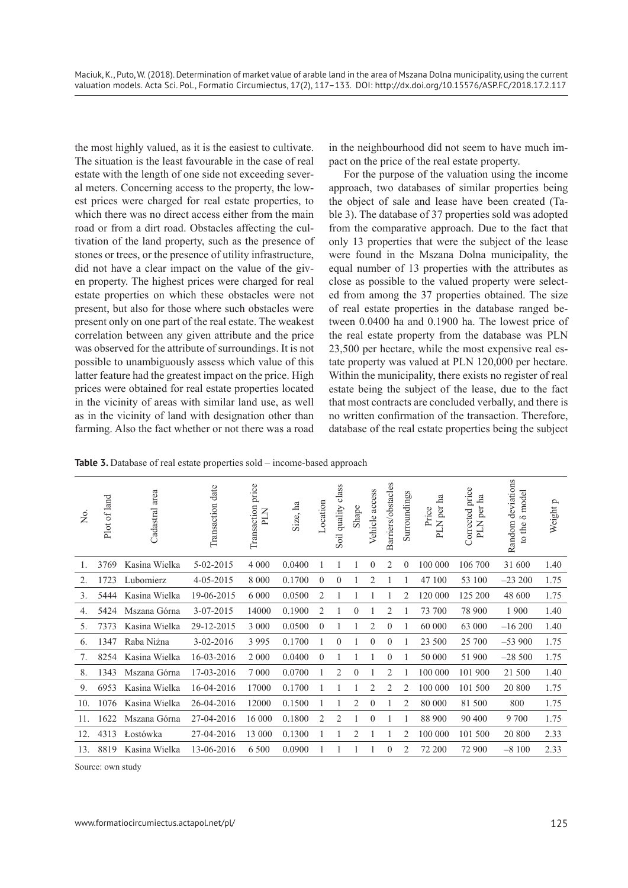the most highly valued, as it is the easiest to cultivate. The situation is the least favourable in the case of real estate with the length of one side not exceeding several meters. Concerning access to the property, the lowest prices were charged for real estate properties, to which there was no direct access either from the main road or from a dirt road. Obstacles affecting the cultivation of the land property, such as the presence of stones or trees, or the presence of utility infrastructure, did not have a clear impact on the value of the given property. The highest prices were charged for real estate properties on which these obstacles were not present, but also for those where such obstacles were present only on one part of the real estate. The weakest correlation between any given attribute and the price was observed for the attribute of surroundings. It is not possible to unambiguously assess which value of this latter feature had the greatest impact on the price. High prices were obtained for real estate properties located in the vicinity of areas with similar land use, as well as in the vicinity of land with designation other than farming. Also the fact whether or not there was a road in the neighbourhood did not seem to have much impact on the price of the real estate property.

For the purpose of the valuation using the income approach, two databases of similar properties being the object of sale and lease have been created (Table 3). The database of 37 properties sold was adopted from the comparative approach. Due to the fact that only 13 properties that were the subject of the lease were found in the Mszana Dolna municipality, the equal number of 13 properties with the attributes as close as possible to the valued property were selected from among the 37 properties obtained. The size of real estate properties in the database ranged between 0.0400 ha and 0.1900 ha. The lowest price of the real estate property from the database was PLN 23,500 per hectare, while the most expensive real estate property was valued at PLN 120,000 per hectare. Within the municipality, there exists no register of real estate being the subject of the lease, due to the fact that most contracts are concluded verbally, and there is no written confirmation of the transaction. Therefore, database of the real estate properties being the subject

**Table 3.** Database of real estate properties sold – income-based approach

| No. | Plot of land | Cadastral area | Transaction date | Transaction price PLN | Size, ha | Location | Soil quality class | Shape | Vehicle access | Barriers/obstacles | Surroundings | Price PLN per ha | Corrected price PLN per ha | Random deviations to the δ model | Weight p |
|---|---|---|---|---|---|---|---|---|---|---|---|---|---|---|---|
| 1. | 3769 | Kasina Wielka | 5-02-2015 | 4 000 | 0.0400 | 1 | 1 | 1 | 0 | 2 | 0 | 100 000 | 106 700 | 31 600 | 1.40 |
| 2. | 1723 | Lubomierz | 4-05-2015 | 8 000 | 0.1700 | 0 | 0 | 1 | 2 | 1 | 1 | 47 100 | 53 100 | –23 200 | 1.75 |
| 3. | 5444 | Kasina Wielka | 19-06-2015 | 6 000 | 0.0500 | 2 | 1 | 1 | 1 | 1 | 2 | 120 000 | 125 200 | 48 600 | 1.75 |
| 4. | 5424 | Mszana Górna | 3-07-2015 | 14000 | 0.1900 | 2 | 1 | 0 | 1 | 2 | 1 | 73 700 | 78 900 | 1 900 | 1.40 |
| 5. | 7373 | Kasina Wielka | 29-12-2015 | 3 000 | 0.0500 | 0 | 1 | 1 | 2 | 0 | 1 | 60 000 | 63 000 | –16 200 | 1.40 |
| 6. | 1347 | Raba Niżna | 3-02-2016 | 3 995 | 0.1700 | 1 | 0 | 1 | 0 | 0 | 1 | 23 500 | 25 700 | –53 900 | 1.75 |
| 7. | 8254 | Kasina Wielka | 16-03-2016 | 2 000 | 0.0400 | 0 | 1 | 1 | 1 | 0 | 1 | 50 000 | 51 900 | –28 500 | 1.75 |
| 8. | 1343 | Mszana Górna | 17-03-2016 | 7 000 | 0.0700 | 1 | 2 | 0 | 1 | 2 | 1 | 100 000 | 101 900 | 21 500 | 1.40 |
| 9. | 6953 | Kasina Wielka | 16-04-2016 | 17000 | 0.1700 | 1 | 1 | 1 | 2 | 2 | 2 | 100 000 | 101 500 | 20 800 | 1.75 |
| 10. | 1076 | Kasina Wielka | 26-04-2016 | 12000 | 0.1500 | 1 | 1 | 2 | 0 | 1 | 2 | 80 000 | 81 500 | 800 | 1.75 |
| 11. | 1622 | Mszana Górna | 27-04-2016 | 16 000 | 0.1800 | 2 | 2 | 1 | 0 | 1 | 1 | 88 900 | 90 400 | 9 700 | 1.75 |
| 12. | 4313 | Łostówka | 27-04-2016 | 13 000 | 0.1300 | 1 | 1 | 2 | 1 | 1 | 2 | 100 000 | 101 500 | 20 800 | 2.33 |
| 13. | 8819 | Kasina Wielka | 13-06-2016 | 6 500 | 0.0900 | 1 | 1 | 1 | 1 | 0 | 2 | 72 200 | 72 900 | –8 100 | 2.33 |

Source: own study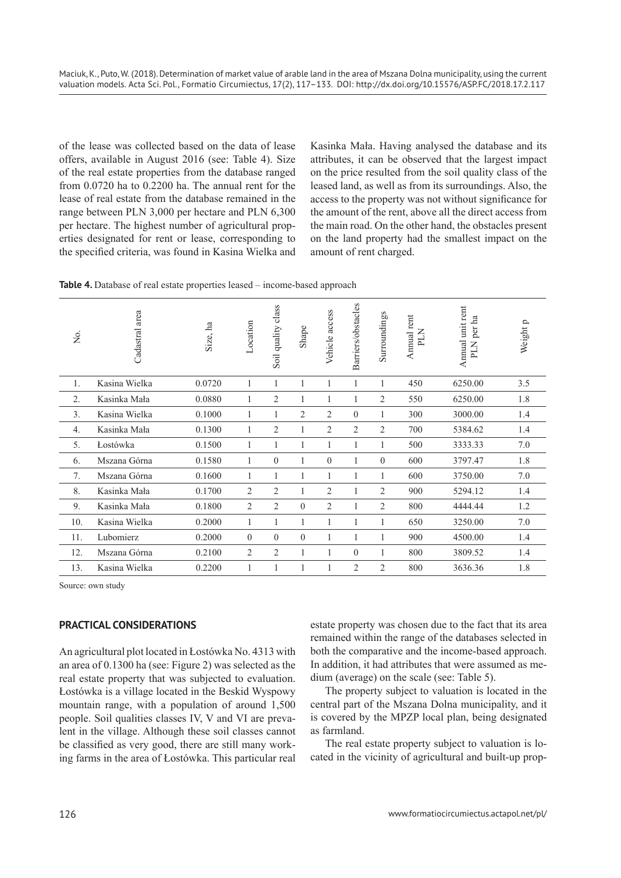of the lease was collected based on the data of lease offers, available in August 2016 (see: Table 4). Size of the real estate properties from the database ranged from 0.0720 ha to 0.2200 ha. The annual rent for the lease of real estate from the database remained in the range between PLN 3,000 per hectare and PLN 6,300 per hectare. The highest number of agricultural properties designated for rent or lease, corresponding to the specified criteria, was found in Kasina Wielka and Kasinka Mała. Having analysed the database and its attributes, it can be observed that the largest impact on the price resulted from the soil quality class of the leased land, as well as from its surroundings. Also, the access to the property was not without significance for the amount of the rent, above all the direct access from the main road. On the other hand, the obstacles present on the land property had the smallest impact on the amount of rent charged.

**Table 4.** Database of real estate properties leased – income-based approach

| No. | Cadastral area | Size, ha | Location | Soil quality class | Shape | Vehicle access | Barriers/obstacles | Surroundings | Annual rent PLN | Annual unit rent PLN per ha | Weight p |
|---|---|---|---|---|---|---|---|---|---|---|---|
| 1. | Kasina Wielka | 0.0720 | 1 | 1 | 1 | 1 | 1 | 1 | 450 | 6250.00 | 3.5 |
| 2. | Kasinka Mała | 0.0880 | 1 | 2 | 1 | 1 | 1 | 2 | 550 | 6250.00 | 1.8 |
| 3. | Kasina Wielka | 0.1000 | 1 | 1 | 2 | 2 | 0 | 1 | 300 | 3000.00 | 1.4 |
| 4. | Kasinka Mała | 0.1300 | 1 | 2 | 1 | 2 | 2 | 2 | 700 | 5384.62 | 1.4 |
| 5. | Łostówka | 0.1500 | 1 | 1 | 1 | 1 | 1 | 1 | 500 | 3333.33 | 7.0 |
| 6. | Mszana Górna | 0.1580 | 1 | 0 | 1 | 0 | 1 | 0 | 600 | 3797.47 | 1.8 |
| 7. | Mszana Górna | 0.1600 | 1 | 1 | 1 | 1 | 1 | 1 | 600 | 3750.00 | 7.0 |
| 8. | Kasinka Mała | 0.1700 | 2 | 2 | 1 | 2 | 1 | 2 | 900 | 5294.12 | 1.4 |
| 9. | Kasinka Mała | 0.1800 | 2 | 2 | 0 | 2 | 1 | 2 | 800 | 4444.44 | 1.2 |
| 10. | Kasina Wielka | 0.2000 | 1 | 1 | 1 | 1 | 1 | 1 | 650 | 3250.00 | 7.0 |
| 11. | Lubomierz | 0.2000 | 0 | 0 | 0 | 1 | 1 | 1 | 900 | 4500.00 | 1.4 |
| 12. | Mszana Górna | 0.2100 | 2 | 2 | 1 | 1 | 0 | 1 | 800 | 3809.52 | 1.4 |
| 13. | Kasina Wielka | 0.2200 | 1 | 1 | 1 | 1 | 2 | 2 | 800 | 3636.36 | 1.8 |

Source: own study

## PRACTICAL CONSIDERATIONS

An agricultural plot located in Łostówka No. 4313 with an area of 0.1300 ha (see: Figure 2) was selected as the real estate property that was subjected to evaluation. Łostówka is a village located in the Beskid Wyspowy mountain range, with a population of around 1,500 people. Soil qualities classes IV, V and VI are prevalent in the village. Although these soil classes cannot be classified as very good, there are still many working farms in the area of Łostówka. This particular real estate property was chosen due to the fact that its area remained within the range of the databases selected in both the comparative and the income-based approach. In addition, it had attributes that were assumed as medium (average) on the scale (see: Table 5).

The property subject to valuation is located in the central part of the Mszana Dolna municipality, and it is covered by the MPZP local plan, being designated as farmland.

The real estate property subject to valuation is located in the vicinity of agricultural and built-up prop-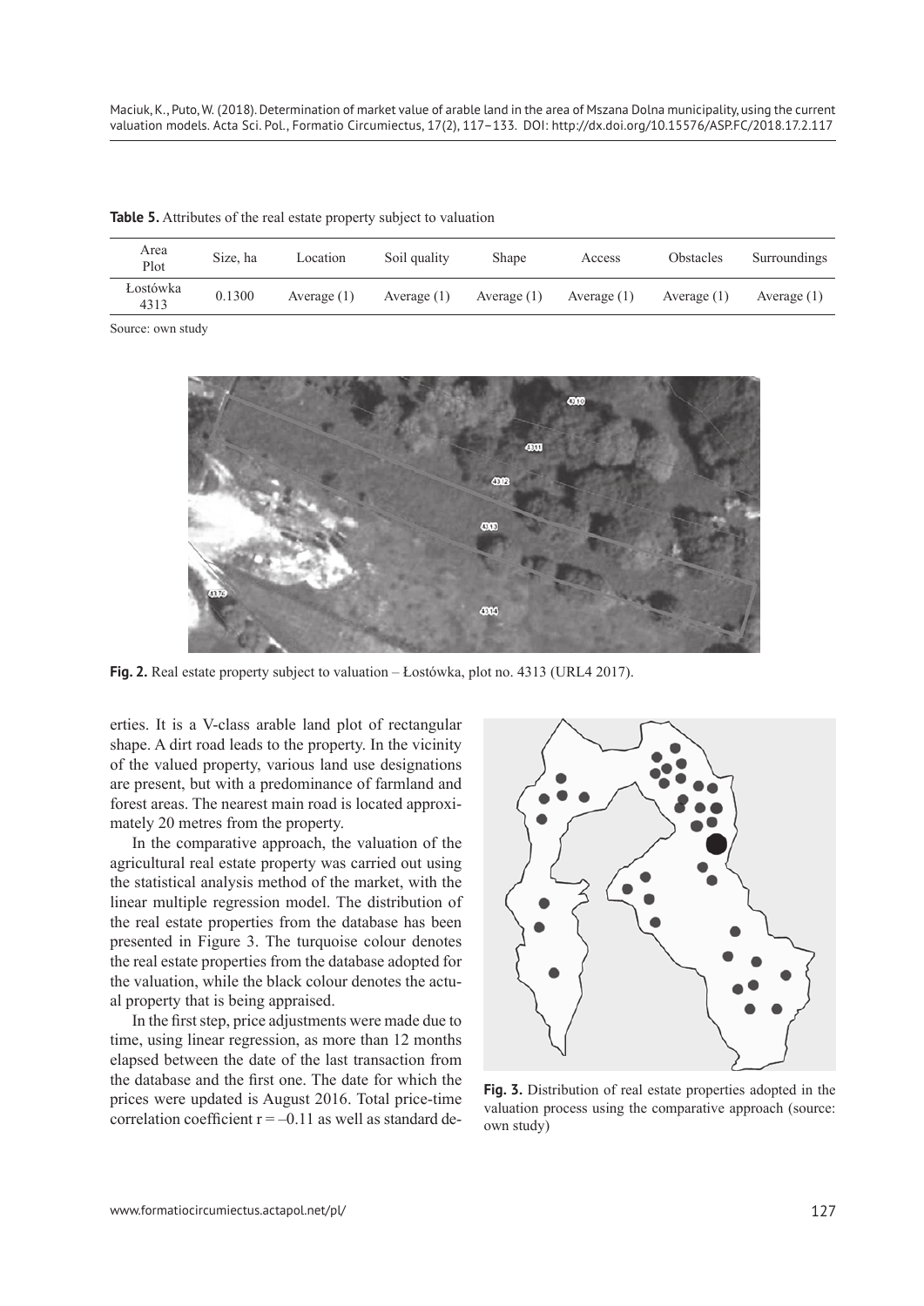**Table 5.** Attributes of the real estate property subject to valuation

| Area Plot | Size, ha | Location | Soil quality | Shape | Access | Obstacles | Surroundings |
|---|---|---|---|---|---|---|---|
| Łostówka 4313 | 0.1300 | Average (1) | Average (1) | Average (1) | Average (1) | Average (1) | Average (1) |

Source: own study

**Fig. 2.** Real estate property subject to valuation – Łostówka, plot no. 4313 (URL4 2017).

erties. It is a V-class arable land plot of rectangular shape. A dirt road leads to the property. In the vicinity of the valued property, various land use designations are present, but with a predominance of farmland and forest areas. The nearest main road is located approximately 20 metres from the property.

In the comparative approach, the valuation of the agricultural real estate property was carried out using the statistical analysis method of the market, with the linear multiple regression model. The distribution of the real estate properties from the database has been presented in Figure 3. The turquoise colour denotes the real estate properties from the database adopted for the valuation, while the black colour denotes the actual property that is being appraised.

In the first step, price adjustments were made due to time, using linear regression, as more than 12 months elapsed between the date of the last transaction from the database and the first one. The date for which the prices were updated is August 2016. Total price-time correlation coefficient $r = -0.11$ as well as standard de-

**Fig. 3.** Distribution of real estate properties adopted in the valuation process using the comparative approach (source: own study)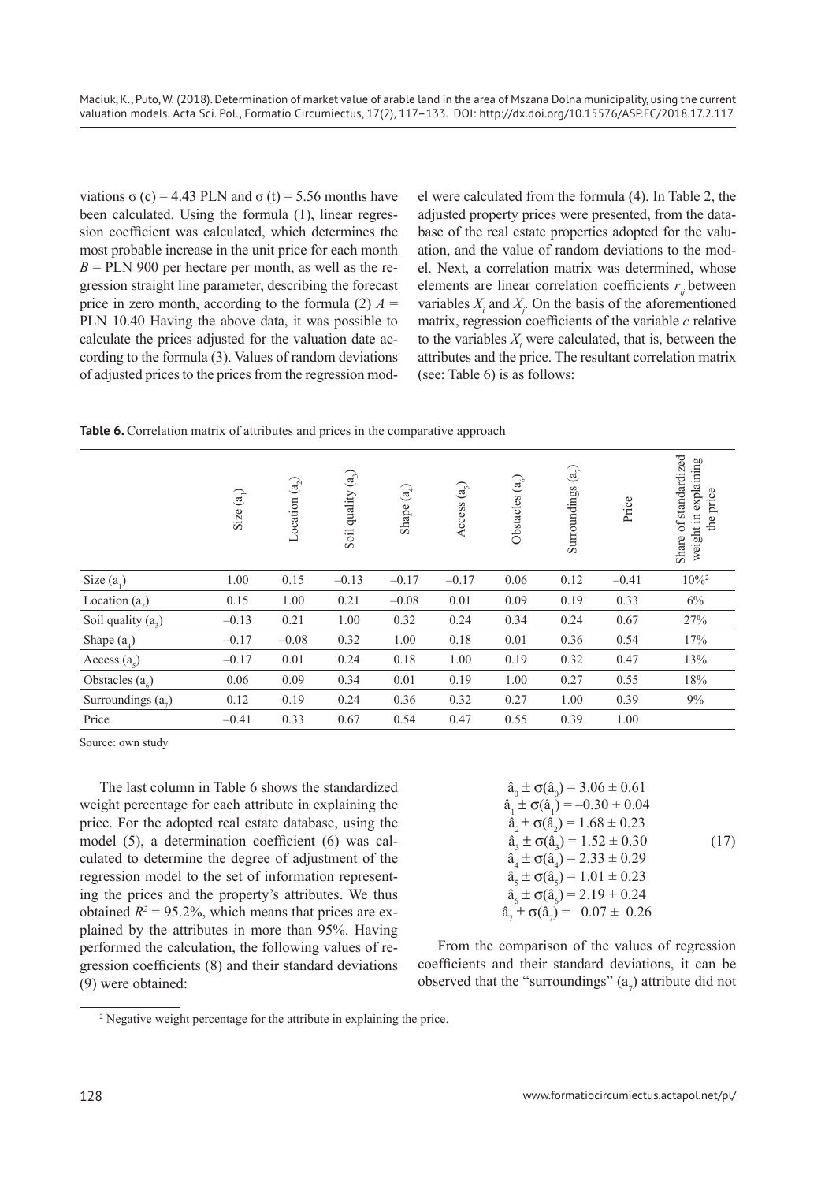viations σ (c) = 4.43 PLN and σ (t) = 5.56 months have been calculated. Using the formula (1), linear regression coefficient was calculated, which determines the most probable increase in the unit price for each month $B$ = PLN 900 per hectare per month, as well as the regression straight line parameter, describing the forecast price in zero month, according to the formula (2) $A$ = PLN 10.40 Having the above data, it was possible to calculate the prices adjusted for the valuation date according to the formula (3). Values of random deviations of adjusted prices to the prices from the regression model were calculated from the formula (4). In Table 2, the adjusted property prices were presented, from the database of the real estate properties adopted for the valuation, and the value of random deviations to the model. Next, a correlation matrix was determined, whose elements are linear correlation coefficients $r_{ij}$ between variables $X_i$ and $X_j$. On the basis of the aforementioned matrix, regression coefficients of the variable $c$ relative to the variables $X_i$ were calculated, that is, between the attributes and the price. The resultant correlation matrix (see: Table 6) is as follows:

**Table 6.** Correlation matrix of attributes and prices in the comparative approach

| | Size ($a_1$) | Location ($a_2$) | Soil quality ($a_3$) | Shape ($a_4$) | Access ($a_5$) | Obstacles ($a_6$) | Surroundings ($a_7$) | Price | Share of standardized weight in explaining the price |
|---|---|---|---|---|---|---|---|---|---|
| Size ($a_1$) | 1.00 | 0.15 | –0.13 | –0.17 | –0.17 | 0.06 | 0.12 | –0.41 | 10%[2] |
| Location ($a_2$) | 0.15 | 1.00 | 0.21 | –0.08 | 0.01 | 0.09 | 0.19 | 0.33 | 6% |
| Soil quality ($a_3$) | –0.13 | 0.21 | 1.00 | 0.32 | 0.24 | 0.34 | 0.24 | 0.67 | 27% |
| Shape ($a_4$) | –0.17 | –0.08 | 0.32 | 1.00 | 0.18 | 0.01 | 0.36 | 0.54 | 17% |
| Access ($a_5$) | –0.17 | 0.01 | 0.24 | 0.18 | 1.00 | 0.19 | 0.32 | 0.47 | 13% |
| Obstacles ($a_6$) | 0.06 | 0.09 | 0.34 | 0.01 | 0.19 | 1.00 | 0.27 | 0.55 | 18% |
| Surroundings ($a_7$) | 0.12 | 0.19 | 0.24 | 0.36 | 0.32 | 0.27 | 1.00 | 0.39 | 9% |
| Price | –0.41 | 0.33 | 0.67 | 0.54 | 0.47 | 0.55 | 0.39 | 1.00 | |

Source: own study

The last column in Table 6 shows the standardized weight percentage for each attribute in explaining the price. For the adopted real estate database, using the model (5), a determination coefficient (6) was calculated to determine the degree of adjustment of the regression model to the set of information representing the prices and the property's attributes. We thus obtained $R^2$ = 95.2%, which means that prices are explained by the attributes in more than 95%. Having performed the calculation, the following values of regression coefficients (8) and their standard deviations (9) were obtained:

$$\begin{aligned}
\hat{a}_0 \pm \sigma(\hat{a}_0) &= 3.06 \pm 0.61 \\
\hat{a}_1 \pm \sigma(\hat{a}_1) &= -0.30 \pm 0.04 \\
\hat{a}_2 \pm \sigma(\hat{a}_2) &= 1.68 \pm 0.23 \\
\hat{a}_3 \pm \sigma(\hat{a}_3) &= 1.52 \pm 0.30 \\
\hat{a}_4 \pm \sigma(\hat{a}_4) &= 2.33 \pm 0.29 \\
\hat{a}_5 \pm \sigma(\hat{a}_5) &= 1.01 \pm 0.23 \\
\hat{a}_6 \pm \sigma(\hat{a}_6) &= 2.19 \pm 0.24 \\
\hat{a}_7 \pm \sigma(\hat{a}_7) &= -0.07 \pm 0.26
\end{aligned} \tag{17}$$

From the comparison of the values of regression coefficients and their standard deviations, it can be observed that the "surroundings" ($a_7$) attribute did not

[2] Negative weight percentage for the attribute in explaining the price.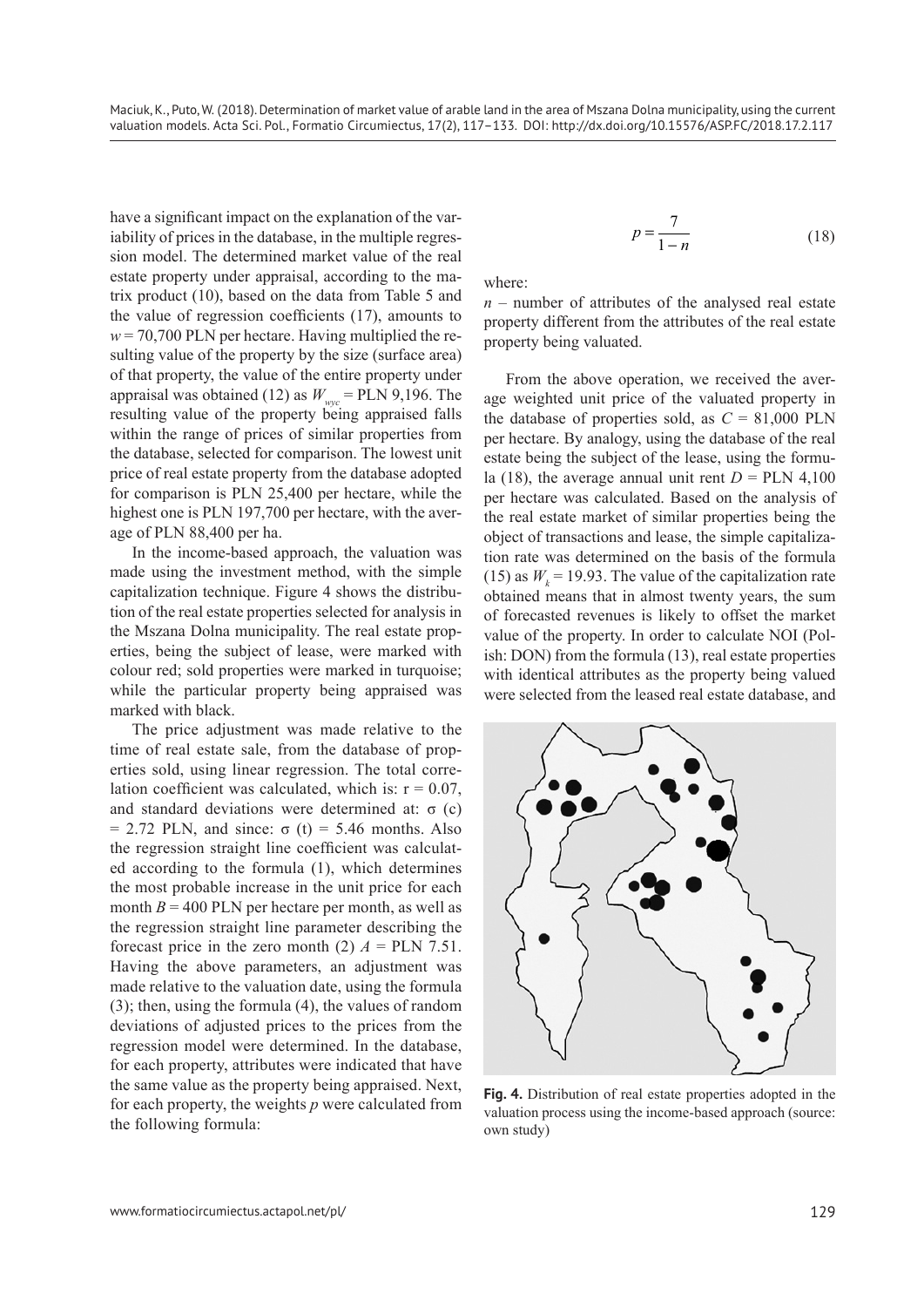have a significant impact on the explanation of the variability of prices in the database, in the multiple regression model. The determined market value of the real estate property under appraisal, according to the matrix product (10), based on the data from Table 5 and the value of regression coefficients (17), amounts to $w = 70{,}700$ PLN per hectare. Having multiplied the resulting value of the property by the size (surface area) of that property, the value of the entire property under appraisal was obtained (12) as $W_{wyc}$ = PLN 9,196. The resulting value of the property being appraised falls within the range of prices of similar properties from the database, selected for comparison. The lowest unit price of real estate property from the database adopted for comparison is PLN 25,400 per hectare, while the highest one is PLN 197,700 per hectare, with the average of PLN 88,400 per ha.

In the income-based approach, the valuation was made using the investment method, with the simple capitalization technique. Figure 4 shows the distribution of the real estate properties selected for analysis in the Mszana Dolna municipality. The real estate properties, being the subject of lease, were marked with colour red; sold properties were marked in turquoise; while the particular property being appraised was marked with black.

The price adjustment was made relative to the time of real estate sale, from the database of properties sold, using linear regression. The total correlation coefficient was calculated, which is: $r = 0.07$, and standard deviations were determined at: $\sigma$ (c) = 2.72 PLN, and since: $\sigma$ (t) = 5.46 months. Also the regression straight line coefficient was calculated according to the formula (1), which determines the most probable increase in the unit price for each month $B = 400$ PLN per hectare per month, as well as the regression straight line parameter describing the forecast price in the zero month (2) $A$ = PLN 7.51. Having the above parameters, an adjustment was made relative to the valuation date, using the formula (3); then, using the formula (4), the values of random deviations of adjusted prices to the prices from the regression model were determined. In the database, for each property, attributes were indicated that have the same value as the property being appraised. Next, for each property, the weights $p$ were calculated from the following formula:

$$p = \frac{7}{1 - n} \tag{18}$$

where:

$n$ – number of attributes of the analysed real estate property different from the attributes of the real estate property being valuated.

From the above operation, we received the average weighted unit price of the valuated property in the database of properties sold, as $C = 81{,}000$ PLN per hectare. By analogy, using the database of the real estate being the subject of the lease, using the formula (18), the average annual unit rent $D$ = PLN 4,100 per hectare was calculated. Based on the analysis of the real estate market of similar properties being the object of transactions and lease, the simple capitalization rate was determined on the basis of the formula (15) as $W_k = 19.93$. The value of the capitalization rate obtained means that in almost twenty years, the sum of forecasted revenues is likely to offset the market value of the property. In order to calculate NOI (Polish: DON) from the formula (13), real estate properties with identical attributes as the property being valued were selected from the leased real estate database, and

**Fig. 4.** Distribution of real estate properties adopted in the valuation process using the income-based approach (source: own study)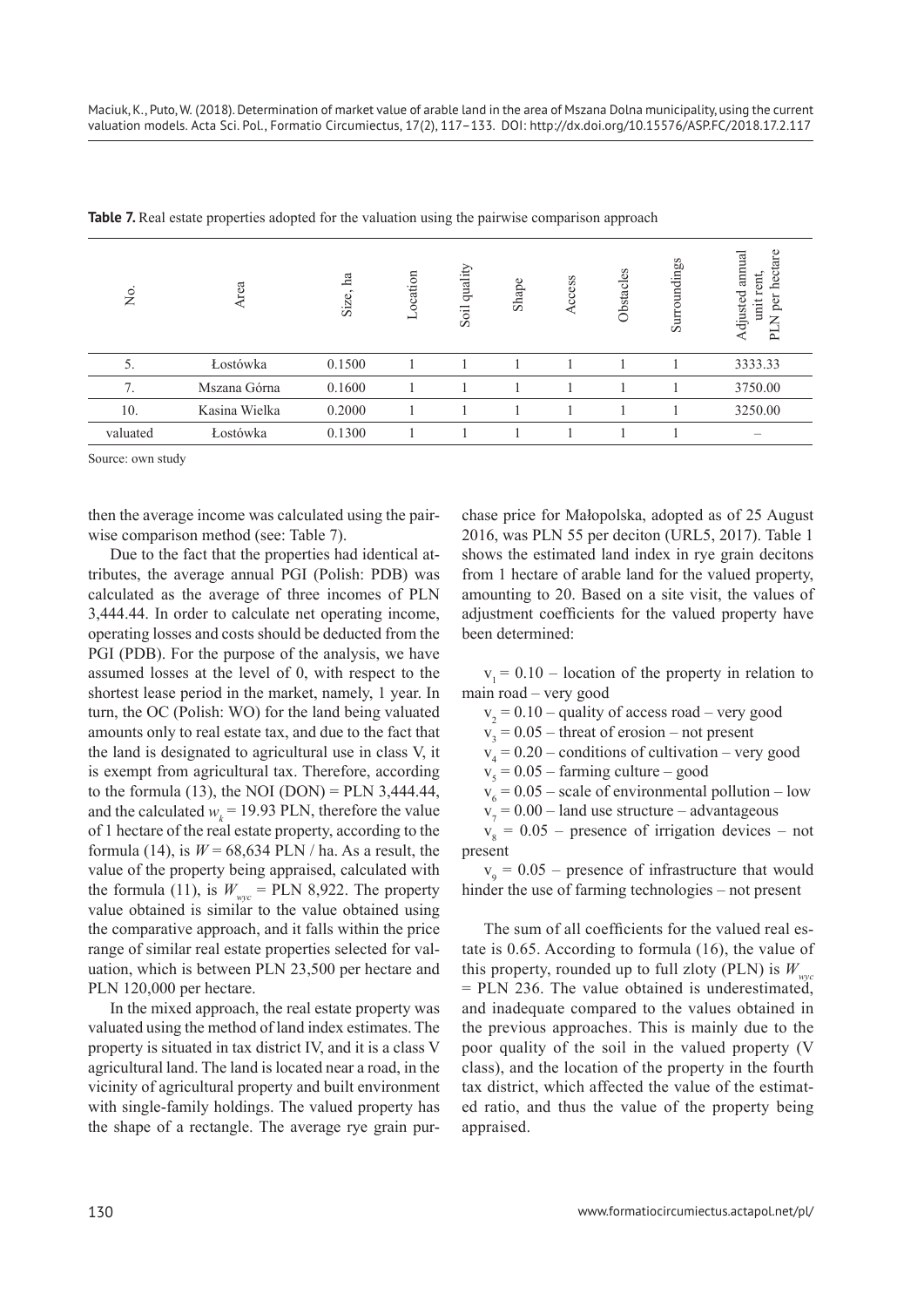**Table 7.** Real estate properties adopted for the valuation using the pairwise comparison approach

| No. | Area | Size, ha | Location | Soil quality | Shape | Access | Obstacles | Surroundings | Adjusted annual unit rent, PLN per hectare |
|---|---|---|---|---|---|---|---|---|---|
| 5. | Łostówka | 0.1500 | 1 | 1 | 1 | 1 | 1 | 1 | 3333.33 |
| 7. | Mszana Górna | 0.1600 | 1 | 1 | 1 | 1 | 1 | 1 | 3750.00 |
| 10. | Kasina Wielka | 0.2000 | 1 | 1 | 1 | 1 | 1 | 1 | 3250.00 |
| valuated | Łostówka | 0.1300 | 1 | 1 | 1 | 1 | 1 | 1 | – |

Source: own study

then the average income was calculated using the pairwise comparison method (see: Table 7).

Due to the fact that the properties had identical attributes, the average annual PGI (Polish: PDB) was calculated as the average of three incomes of PLN 3,444.44. In order to calculate net operating income, operating losses and costs should be deducted from the PGI (PDB). For the purpose of the analysis, we have assumed losses at the level of 0, with respect to the shortest lease period in the market, namely, 1 year. In turn, the OC (Polish: WO) for the land being valuated amounts only to real estate tax, and due to the fact that the land is designated to agricultural use in class V, it is exempt from agricultural tax. Therefore, according to the formula (13), the NOI (DON) = PLN 3,444.44, and the calculated $w_k$ = 19.93 PLN, therefore the value of 1 hectare of the real estate property, according to the formula (14), is $W$ = 68,634 PLN / ha. As a result, the value of the property being appraised, calculated with the formula (11), is $W_{wyc}$ = PLN 8,922. The property value obtained is similar to the value obtained using the comparative approach, and it falls within the price range of similar real estate properties selected for valuation, which is between PLN 23,500 per hectare and PLN 120,000 per hectare.

In the mixed approach, the real estate property was valuated using the method of land index estimates. The property is situated in tax district IV, and it is a class V agricultural land. The land is located near a road, in the vicinity of agricultural property and built environment with single-family holdings. The valued property has the shape of a rectangle. The average rye grain purchase price for Małopolska, adopted as of 25 August 2016, was PLN 55 per deciton (URL5, 2017). Table 1 shows the estimated land index in rye grain decitons from 1 hectare of arable land for the valued property, amounting to 20. Based on a site visit, the values of adjustment coefficients for the valued property have been determined:

$v_1$ = 0.10 – location of the property in relation to main road – very good

$v_2$ = 0.10 – quality of access road – very good

$v_3$ = 0.05 – threat of erosion – not present

$v_4$ = 0.20 – conditions of cultivation – very good

$v_5$ = 0.05 – farming culture – good

$v_6$ = 0.05 – scale of environmental pollution – low

$v_7$ = 0.00 – land use structure – advantageous

$v_8$ = 0.05 – presence of irrigation devices – not present

$v_9$ = 0.05 – presence of infrastructure that would hinder the use of farming technologies – not present

The sum of all coefficients for the valued real estate is 0.65. According to formula (16), the value of this property, rounded up to full zloty (PLN) is $W_{wyc}$ = PLN 236. The value obtained is underestimated, and inadequate compared to the values obtained in the previous approaches. This is mainly due to the poor quality of the soil in the valued property (V class), and the location of the property in the fourth tax district, which affected the value of the estimated ratio, and thus the value of the property being appraised.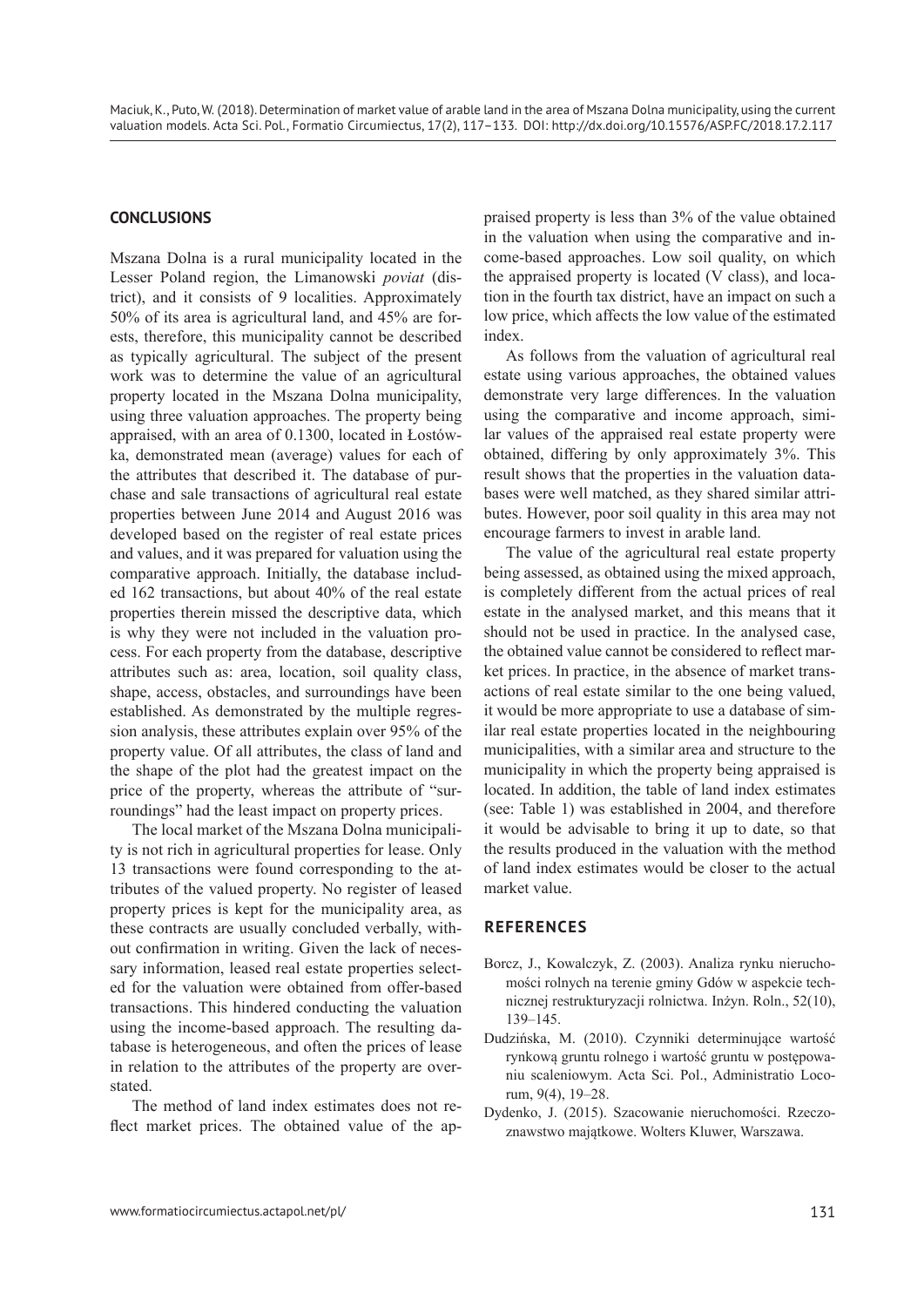## CONCLUSIONS

Mszana Dolna is a rural municipality located in the Lesser Poland region, the Limanowski *poviat* (district), and it consists of 9 localities. Approximately 50% of its area is agricultural land, and 45% are forests, therefore, this municipality cannot be described as typically agricultural. The subject of the present work was to determine the value of an agricultural property located in the Mszana Dolna municipality, using three valuation approaches. The property being appraised, with an area of 0.1300, located in Łostówka, demonstrated mean (average) values for each of the attributes that described it. The database of purchase and sale transactions of agricultural real estate properties between June 2014 and August 2016 was developed based on the register of real estate prices and values, and it was prepared for valuation using the comparative approach. Initially, the database included 162 transactions, but about 40% of the real estate properties therein missed the descriptive data, which is why they were not included in the valuation process. For each property from the database, descriptive attributes such as: area, location, soil quality class, shape, access, obstacles, and surroundings have been established. As demonstrated by the multiple regression analysis, these attributes explain over 95% of the property value. Of all attributes, the class of land and the shape of the plot had the greatest impact on the price of the property, whereas the attribute of "surroundings" had the least impact on property prices.

The local market of the Mszana Dolna municipality is not rich in agricultural properties for lease. Only 13 transactions were found corresponding to the attributes of the valued property. No register of leased property prices is kept for the municipality area, as these contracts are usually concluded verbally, without confirmation in writing. Given the lack of necessary information, leased real estate properties selected for the valuation were obtained from offer-based transactions. This hindered conducting the valuation using the income-based approach. The resulting database is heterogeneous, and often the prices of lease in relation to the attributes of the property are overstated.

The method of land index estimates does not reflect market prices. The obtained value of the appraised property is less than 3% of the value obtained in the valuation when using the comparative and income-based approaches. Low soil quality, on which the appraised property is located (V class), and location in the fourth tax district, have an impact on such a low price, which affects the low value of the estimated index.

As follows from the valuation of agricultural real estate using various approaches, the obtained values demonstrate very large differences. In the valuation using the comparative and income approach, similar values of the appraised real estate property were obtained, differing by only approximately 3%. This result shows that the properties in the valuation databases were well matched, as they shared similar attributes. However, poor soil quality in this area may not encourage farmers to invest in arable land.

The value of the agricultural real estate property being assessed, as obtained using the mixed approach, is completely different from the actual prices of real estate in the analysed market, and this means that it should not be used in practice. In the analysed case, the obtained value cannot be considered to reflect market prices. In practice, in the absence of market transactions of real estate similar to the one being valued, it would be more appropriate to use a database of similar real estate properties located in the neighbouring municipalities, with a similar area and structure to the municipality in which the property being appraised is located. In addition, the table of land index estimates (see: Table 1) was established in 2004, and therefore it would be advisable to bring it up to date, so that the results produced in the valuation with the method of land index estimates would be closer to the actual market value.

## REFERENCES

Borcz, J., Kowalczyk, Z. (2003). Analiza rynku nieruchomości rolnych na terenie gminy Gdów w aspekcie technicznej restrukturyzacji rolnictwa. Inżyn. Roln., 52(10), 139–145.

Dudzińska, M. (2010). Czynniki determinujące wartość rynkową gruntu rolnego i wartość gruntu w postępowaniu scaleniowym. Acta Sci. Pol., Administratio Locorum, 9(4), 19–28.

Dydenko, J. (2015). Szacowanie nieruchomości. Rzeczoznawstwo majątkowe. Wolters Kluwer, Warszawa.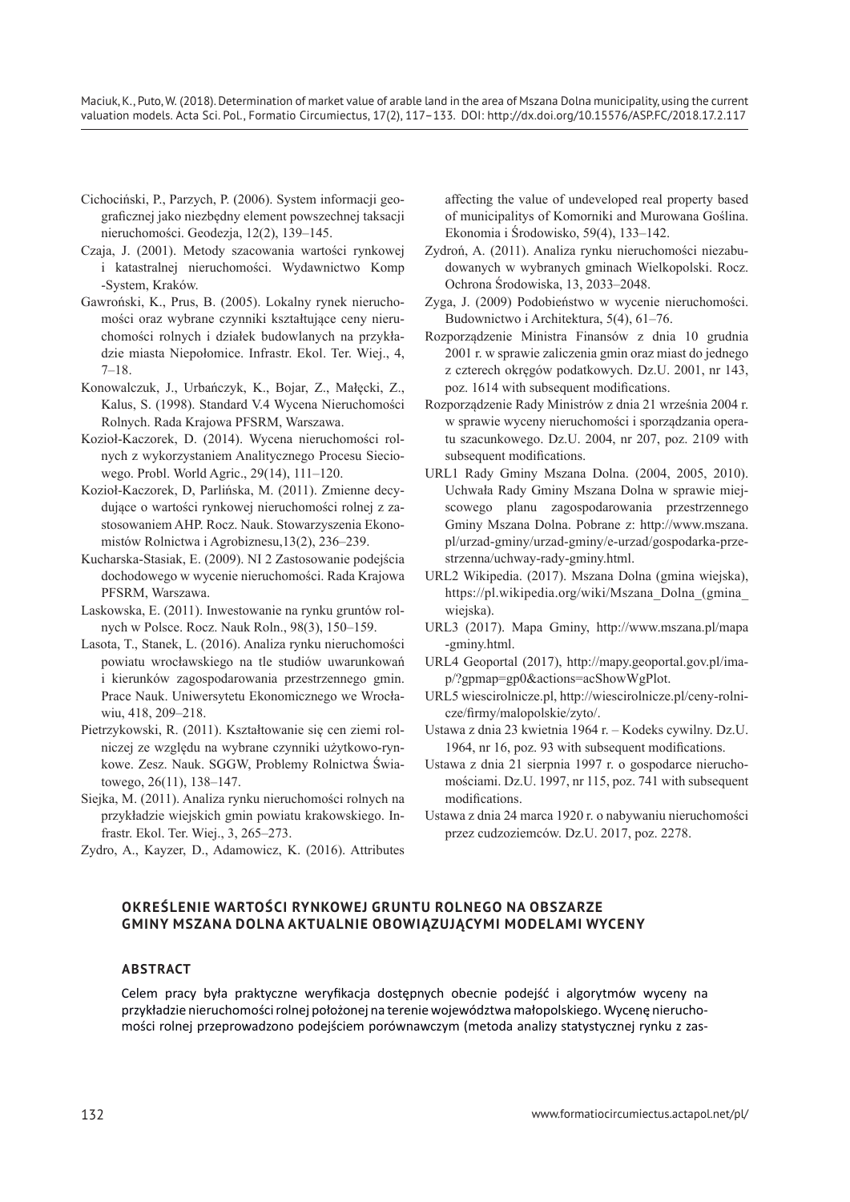Cichociński, P., Parzych, P. (2006). System informacji geograficznej jako niezbędny element powszechnej taksacji nieruchomości. Geodezja, 12(2), 139–145.

Czaja, J. (2001). Metody szacowania wartości rynkowej i katastralnej nieruchomości. Wydawnictwo Komp -System, Kraków.

Gawroński, K., Prus, B. (2005). Lokalny rynek nieruchomości oraz wybrane czynniki kształtujące ceny nieruchomości rolnych i działek budowlanych na przykładzie miasta Niepołomice. Infrastr. Ekol. Ter. Wiej., 4, 7–18.

Konowalczuk, J., Urbańczyk, K., Bojar, Z., Małęcki, Z., Kalus, S. (1998). Standard V.4 Wycena Nieruchomości Rolnych. Rada Krajowa PFSRM, Warszawa.

Kozioł-Kaczorek, D. (2014). Wycena nieruchomości rolnych z wykorzystaniem Analitycznego Procesu Sieciowego. Probl. World Agric., 29(14), 111–120.

Kozioł-Kaczorek, D, Parlińska, M. (2011). Zmienne decydujące o wartości rynkowej nieruchomości rolnej z zastosowaniem AHP. Rocz. Nauk. Stowarzyszenia Ekonomistów Rolnictwa i Agrobiznesu,13(2), 236–239.

Kucharska-Stasiak, E. (2009). NI 2 Zastosowanie podejścia dochodowego w wycenie nieruchomości. Rada Krajowa PFSRM, Warszawa.

Laskowska, E. (2011). Inwestowanie na rynku gruntów rolnych w Polsce. Rocz. Nauk Roln., 98(3), 150–159.

Lasota, T., Stanek, L. (2016). Analiza rynku nieruchomości powiatu wrocławskiego na tle studiów uwarunkowań i kierunków zagospodarowania przestrzennego gmin. Prace Nauk. Uniwersytetu Ekonomicznego we Wrocławiu, 418, 209–218.

Pietrzykowski, R. (2011). Kształtowanie się cen ziemi rolniczej ze względu na wybrane czynniki użytkowo-rynkowe. Zesz. Nauk. SGGW, Problemy Rolnictwa Światowego, 26(11), 138–147.

Siejka, M. (2011). Analiza rynku nieruchomości rolnych na przykładzie wiejskich gmin powiatu krakowskiego. Infrastr. Ekol. Ter. Wiej., 3, 265–273.

Zydro, A., Kayzer, D., Adamowicz, K. (2016). Attributes affecting the value of undeveloped real property based of municipalitys of Komorniki and Murowana Goślina. Ekonomia i Środowisko, 59(4), 133–142.

Zydroń, A. (2011). Analiza rynku nieruchomości niezabudowanych w wybranych gminach Wielkopolski. Rocz. Ochrona Środowiska, 13, 2033–2048.

Zyga, J. (2009) Podobieństwo w wycenie nieruchomości. Budownictwo i Architektura, 5(4), 61–76.

Rozporządzenie Ministra Finansów z dnia 10 grudnia 2001 r. w sprawie zaliczenia gmin oraz miast do jednego z czterech okręgów podatkowych. Dz.U. 2001, nr 143, poz. 1614 with subsequent modifications.

Rozporządzenie Rady Ministrów z dnia 21 września 2004 r. w sprawie wyceny nieruchomości i sporządzania operatu szacunkowego. Dz.U. 2004, nr 207, poz. 2109 with subsequent modifications.

URL1 Rady Gminy Mszana Dolna. (2004, 2005, 2010). Uchwała Rady Gminy Mszana Dolna w sprawie miejscowego planu zagospodarowania przestrzennego Gminy Mszana Dolna. Pobrane z: http://www.mszana.pl/urzad-gminy/urzad-gminy/e-urzad/gospodarka-przestrzenna/uchway-rady-gminy.html.

URL2 Wikipedia. (2017). Mszana Dolna (gmina wiejska), https://pl.wikipedia.org/wiki/Mszana_Dolna_(gmina_wiejska).

URL3 (2017). Mapa Gminy, http://www.mszana.pl/mapa-gminy.html.

URL4 Geoportal (2017), http://mapy.geoportal.gov.pl/imap/?gpmap=gp0&actions=acShowWgPlot.

URL5 wiescirolnicze.pl, http://wiescirolnicze.pl/ceny-rolnicze/firmy/malopolskie/zyto/.

Ustawa z dnia 23 kwietnia 1964 r. – Kodeks cywilny. Dz.U. 1964, nr 16, poz. 93 with subsequent modifications.

Ustawa z dnia 21 sierpnia 1997 r. o gospodarce nieruchomościami. Dz.U. 1997, nr 115, poz. 741 with subsequent modifications.

Ustawa z dnia 24 marca 1920 r. o nabywaniu nieruchomości przez cudzoziemców. Dz.U. 2017, poz. 2278.

## OKREŚLENIE WARTOŚCI RYNKOWEJ GRUNTU ROLNEGO NA OBSZARZE GMINY MSZANA DOLNA AKTUALNIE OBOWIĄZUJĄCYMI MODELAMI WYCENY

### ABSTRACT

Celem pracy była praktyczne weryfikacja dostępnych obecnie podejść i algorytmów wyceny na przykładzie nieruchomości rolnej położonej na terenie województwa małopolskiego. Wycenę nieruchomości rolnej przeprowadzono podejściem porównawczym (metoda analizy statystycznej rynku z zas-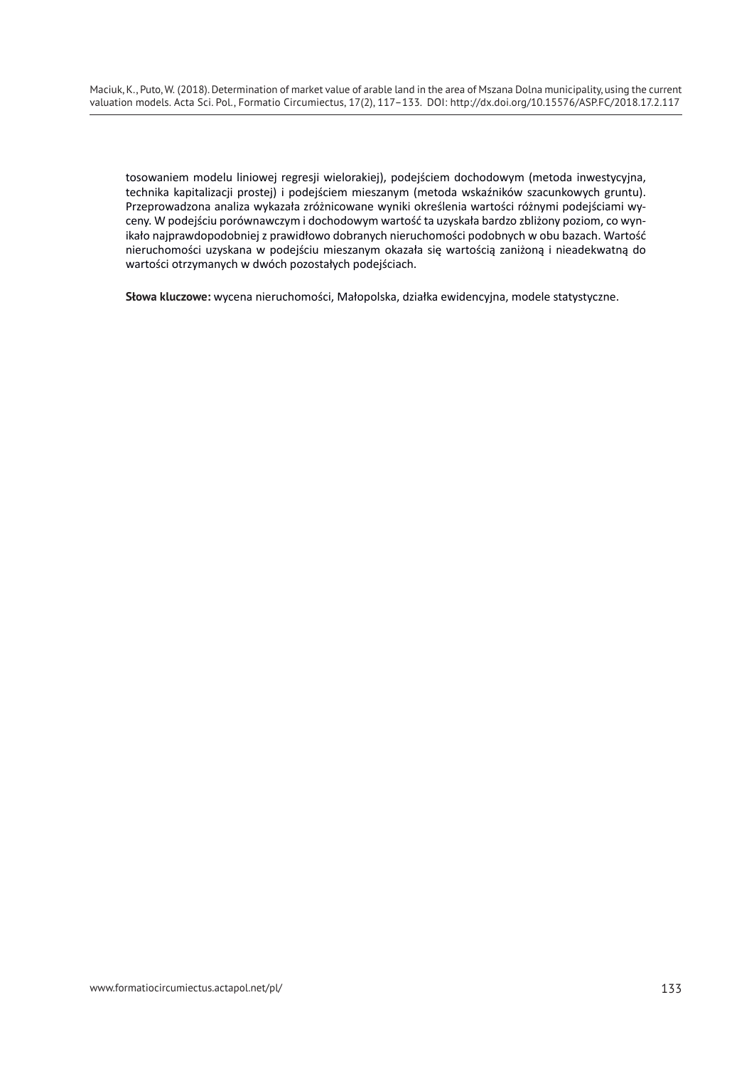tosowaniem modelu liniowej regresji wielorakiej), podejściem dochodowym (metoda inwestycyjna, technika kapitalizacji prostej) i podejściem mieszanym (metoda wskaźników szacunkowych gruntu). Przeprowadzona analiza wykazała zróżnicowane wyniki określenia wartości różnymi podejściami wyceny. W podejściu porównawczym i dochodowym wartość ta uzyskała bardzo zbliżony poziom, co wynikało najprawdopodobniej z prawidłowo dobranych nieruchomości podobnych w obu bazach. Wartość nieruchomości uzyskana w podejściu mieszanym okazała się wartością zaniżoną i nieadekwatną do wartości otrzymanych w dwóch pozostałych podejściach.

**Słowa kluczowe:** wycena nieruchomości, Małopolska, działka ewidencyjna, modele statystyczne.